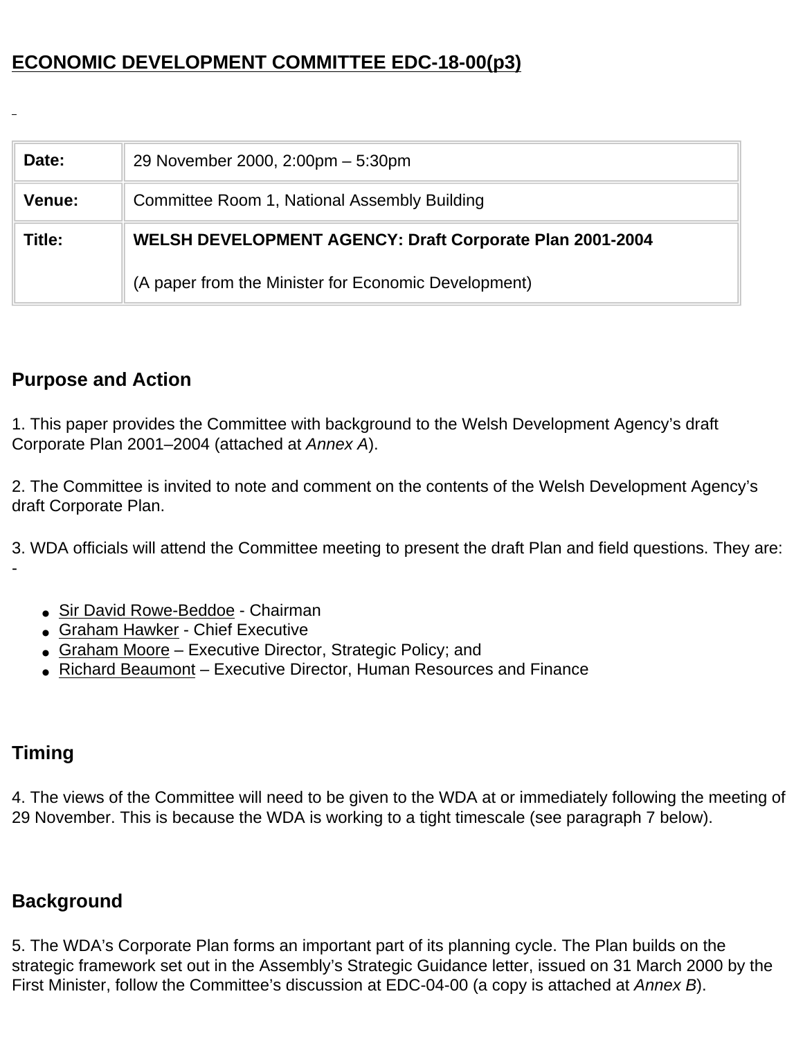# ECONOMIC DEVELOPMENT COMMITTEE EDC-18-00(p3)

| Date: | 29 November 2000, 2:00pm – 5:30pm |
|---|---|
| Venue: | Committee Room 1, National Assembly Building |
| Title: | **WELSH DEVELOPMENT AGENCY: Draft Corporate Plan 2001-2004**<br><br>(A paper from the Minister for Economic Development) |

## Purpose and Action

1. This paper provides the Committee with background to the Welsh Development Agency's draft Corporate Plan 2001–2004 (attached at *Annex A*).

2. The Committee is invited to note and comment on the contents of the Welsh Development Agency's draft Corporate Plan.

3. WDA officials will attend the Committee meeting to present the draft Plan and field questions. They are: -

- Sir David Rowe-Beddoe - Chairman
- Graham Hawker - Chief Executive
- Graham Moore – Executive Director, Strategic Policy; and
- Richard Beaumont – Executive Director, Human Resources and Finance

## Timing

4. The views of the Committee will need to be given to the WDA at or immediately following the meeting of 29 November. This is because the WDA is working to a tight timescale (see paragraph 7 below).

## Background

5. The WDA's Corporate Plan forms an important part of its planning cycle. The Plan builds on the strategic framework set out in the Assembly's Strategic Guidance letter, issued on 31 March 2000 by the First Minister, follow the Committee's discussion at EDC-04-00 (a copy is attached at *Annex B*).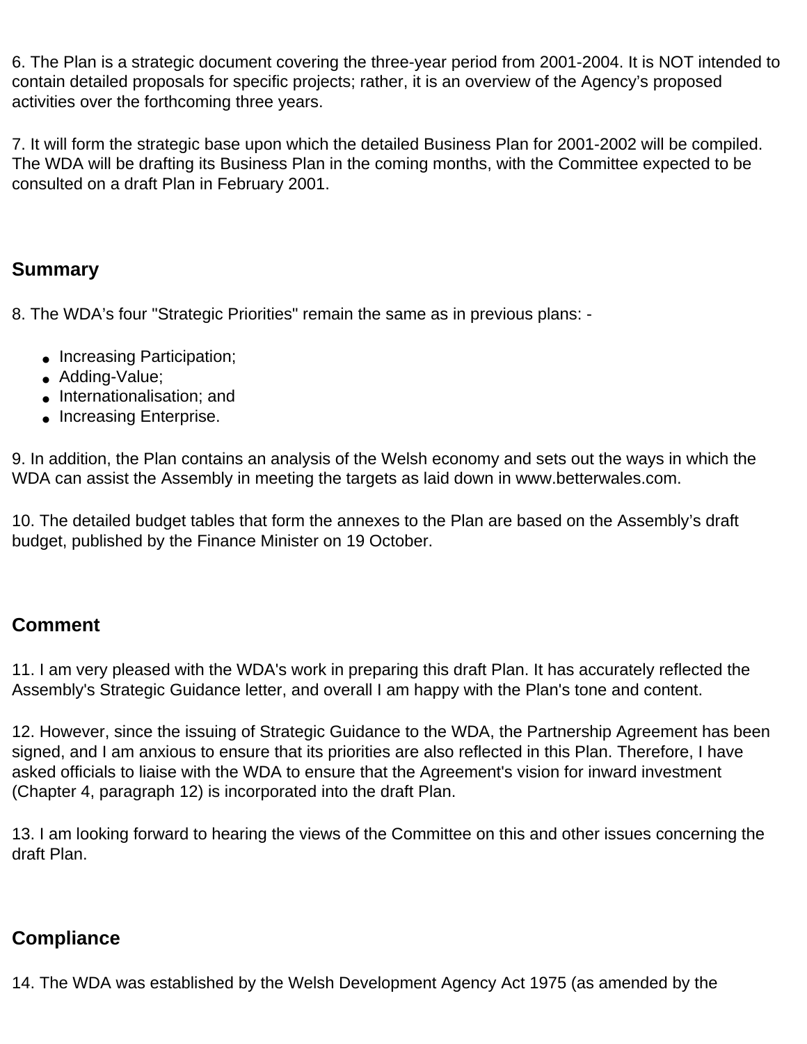6. The Plan is a strategic document covering the three-year period from 2001-2004. It is NOT intended to contain detailed proposals for specific projects; rather, it is an overview of the Agency's proposed activities over the forthcoming three years.

7. It will form the strategic base upon which the detailed Business Plan for 2001-2002 will be compiled. The WDA will be drafting its Business Plan in the coming months, with the Committee expected to be consulted on a draft Plan in February 2001.

## Summary

8. The WDA's four "Strategic Priorities" remain the same as in previous plans: -

- Increasing Participation;
- Adding-Value;
- Internationalisation; and
- Increasing Enterprise.

9. In addition, the Plan contains an analysis of the Welsh economy and sets out the ways in which the WDA can assist the Assembly in meeting the targets as laid down in www.betterwales.com.

10. The detailed budget tables that form the annexes to the Plan are based on the Assembly's draft budget, published by the Finance Minister on 19 October.

## Comment

11. I am very pleased with the WDA's work in preparing this draft Plan. It has accurately reflected the Assembly's Strategic Guidance letter, and overall I am happy with the Plan's tone and content.

12. However, since the issuing of Strategic Guidance to the WDA, the Partnership Agreement has been signed, and I am anxious to ensure that its priorities are also reflected in this Plan. Therefore, I have asked officials to liaise with the WDA to ensure that the Agreement's vision for inward investment (Chapter 4, paragraph 12) is incorporated into the draft Plan.

13. I am looking forward to hearing the views of the Committee on this and other issues concerning the draft Plan.

## Compliance

14. The WDA was established by the Welsh Development Agency Act 1975 (as amended by the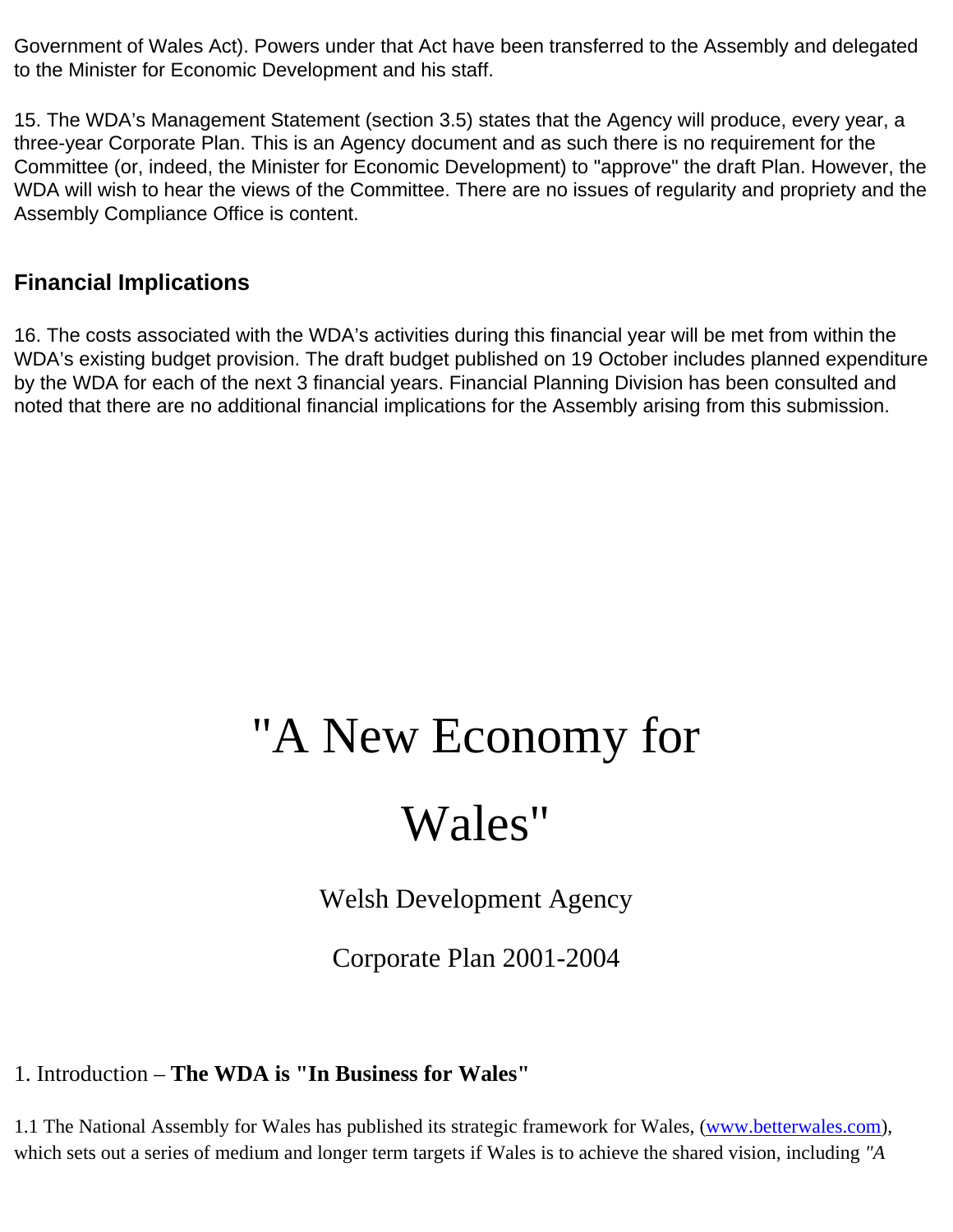Government of Wales Act). Powers under that Act have been transferred to the Assembly and delegated to the Minister for Economic Development and his staff.

15. The WDA's Management Statement (section 3.5) states that the Agency will produce, every year, a three-year Corporate Plan. This is an Agency document and as such there is no requirement for the Committee (or, indeed, the Minister for Economic Development) to "approve" the draft Plan. However, the WDA will wish to hear the views of the Committee. There are no issues of regularity and propriety and the Assembly Compliance Office is content.

### Financial Implications

16. The costs associated with the WDA's activities during this financial year will be met from within the WDA's existing budget provision. The draft budget published on 19 October includes planned expenditure by the WDA for each of the next 3 financial years. Financial Planning Division has been consulted and noted that there are no additional financial implications for the Assembly arising from this submission.

# "A New Economy for Wales"

Welsh Development Agency

Corporate Plan 2001-2004

## 1. Introduction – **The WDA is "In Business for Wales"**

1.1 The National Assembly for Wales has published its strategic framework for Wales, (www.betterwales.com), which sets out a series of medium and longer term targets if Wales is to achieve the shared vision, including *"A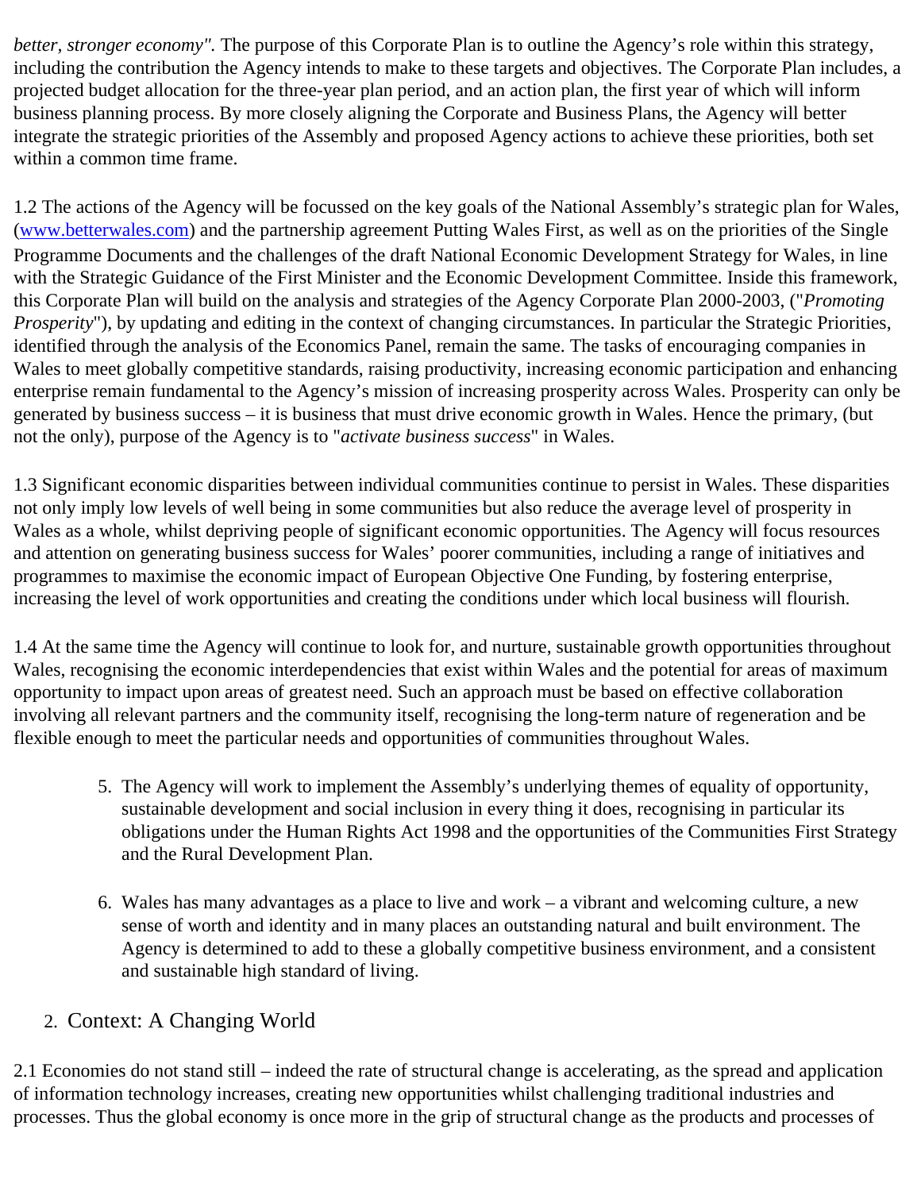*better, stronger economy"*. The purpose of this Corporate Plan is to outline the Agency's role within this strategy, including the contribution the Agency intends to make to these targets and objectives. The Corporate Plan includes, a projected budget allocation for the three-year plan period, and an action plan, the first year of which will inform business planning process. By more closely aligning the Corporate and Business Plans, the Agency will better integrate the strategic priorities of the Assembly and proposed Agency actions to achieve these priorities, both set within a common time frame.

1.2 The actions of the Agency will be focussed on the key goals of the National Assembly's strategic plan for Wales, (www.betterwales.com) and the partnership agreement Putting Wales First, as well as on the priorities of the Single Programme Documents and the challenges of the draft National Economic Development Strategy for Wales, in line with the Strategic Guidance of the First Minister and the Economic Development Committee. Inside this framework, this Corporate Plan will build on the analysis and strategies of the Agency Corporate Plan 2000-2003, ("*Promoting Prosperity*"), by updating and editing in the context of changing circumstances. In particular the Strategic Priorities, identified through the analysis of the Economics Panel, remain the same. The tasks of encouraging companies in Wales to meet globally competitive standards, raising productivity, increasing economic participation and enhancing enterprise remain fundamental to the Agency's mission of increasing prosperity across Wales. Prosperity can only be generated by business success – it is business that must drive economic growth in Wales. Hence the primary, (but not the only), purpose of the Agency is to "*activate business success*" in Wales.

1.3 Significant economic disparities between individual communities continue to persist in Wales. These disparities not only imply low levels of well being in some communities but also reduce the average level of prosperity in Wales as a whole, whilst depriving people of significant economic opportunities. The Agency will focus resources and attention on generating business success for Wales' poorer communities, including a range of initiatives and programmes to maximise the economic impact of European Objective One Funding, by fostering enterprise, increasing the level of work opportunities and creating the conditions under which local business will flourish.

1.4 At the same time the Agency will continue to look for, and nurture, sustainable growth opportunities throughout Wales, recognising the economic interdependencies that exist within Wales and the potential for areas of maximum opportunity to impact upon areas of greatest need. Such an approach must be based on effective collaboration involving all relevant partners and the community itself, recognising the long-term nature of regeneration and be flexible enough to meet the particular needs and opportunities of communities throughout Wales.

5. The Agency will work to implement the Assembly's underlying themes of equality of opportunity, sustainable development and social inclusion in every thing it does, recognising in particular its obligations under the Human Rights Act 1998 and the opportunities of the Communities First Strategy and the Rural Development Plan.

6. Wales has many advantages as a place to live and work – a vibrant and welcoming culture, a new sense of worth and identity and in many places an outstanding natural and built environment. The Agency is determined to add to these a globally competitive business environment, and a consistent and sustainable high standard of living.

## 2. Context: A Changing World

2.1 Economies do not stand still – indeed the rate of structural change is accelerating, as the spread and application of information technology increases, creating new opportunities whilst challenging traditional industries and processes. Thus the global economy is once more in the grip of structural change as the products and processes of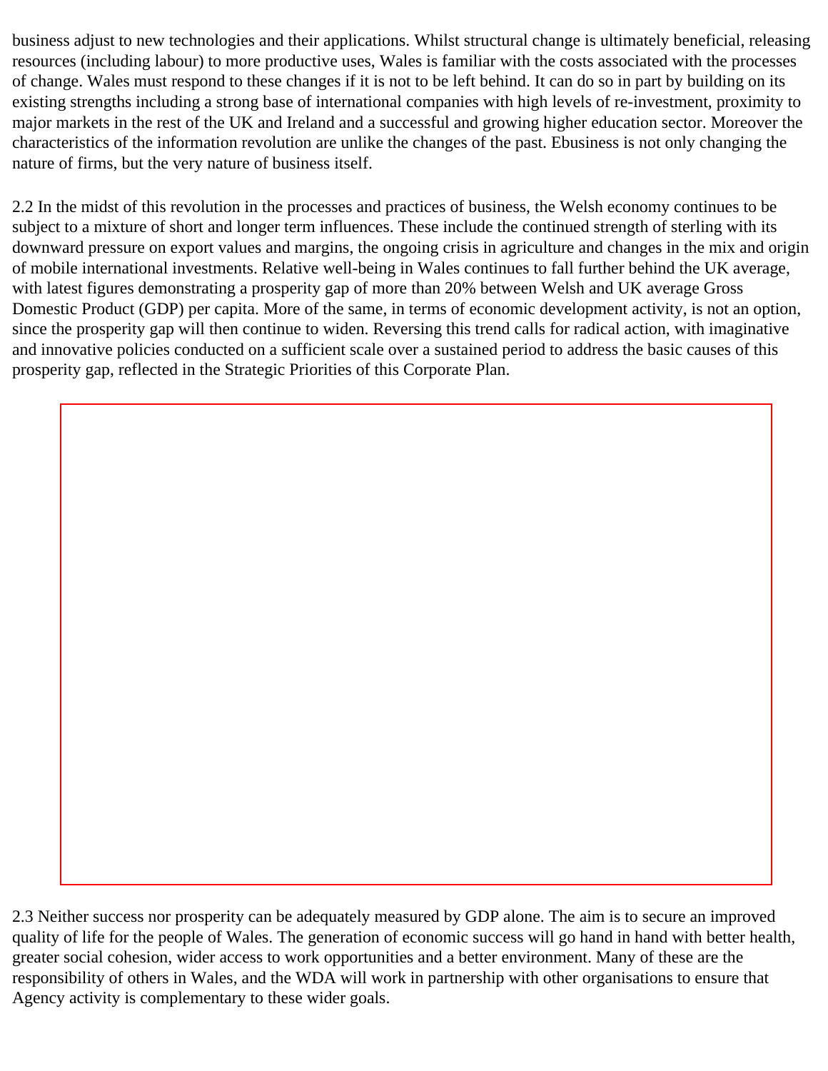business adjust to new technologies and their applications. Whilst structural change is ultimately beneficial, releasing resources (including labour) to more productive uses, Wales is familiar with the costs associated with the processes of change. Wales must respond to these changes if it is not to be left behind. It can do so in part by building on its existing strengths including a strong base of international companies with high levels of re-investment, proximity to major markets in the rest of the UK and Ireland and a successful and growing higher education sector. Moreover the characteristics of the information revolution are unlike the changes of the past. Ebusiness is not only changing the nature of firms, but the very nature of business itself.

2.2 In the midst of this revolution in the processes and practices of business, the Welsh economy continues to be subject to a mixture of short and longer term influences. These include the continued strength of sterling with its downward pressure on export values and margins, the ongoing crisis in agriculture and changes in the mix and origin of mobile international investments. Relative well-being in Wales continues to fall further behind the UK average, with latest figures demonstrating a prosperity gap of more than 20% between Welsh and UK average Gross Domestic Product (GDP) per capita. More of the same, in terms of economic development activity, is not an option, since the prosperity gap will then continue to widen. Reversing this trend calls for radical action, with imaginative and innovative policies conducted on a sufficient scale over a sustained period to address the basic causes of this prosperity gap, reflected in the Strategic Priorities of this Corporate Plan.

2.3 Neither success nor prosperity can be adequately measured by GDP alone. The aim is to secure an improved quality of life for the people of Wales. The generation of economic success will go hand in hand with better health, greater social cohesion, wider access to work opportunities and a better environment. Many of these are the responsibility of others in Wales, and the WDA will work in partnership with other organisations to ensure that Agency activity is complementary to these wider goals.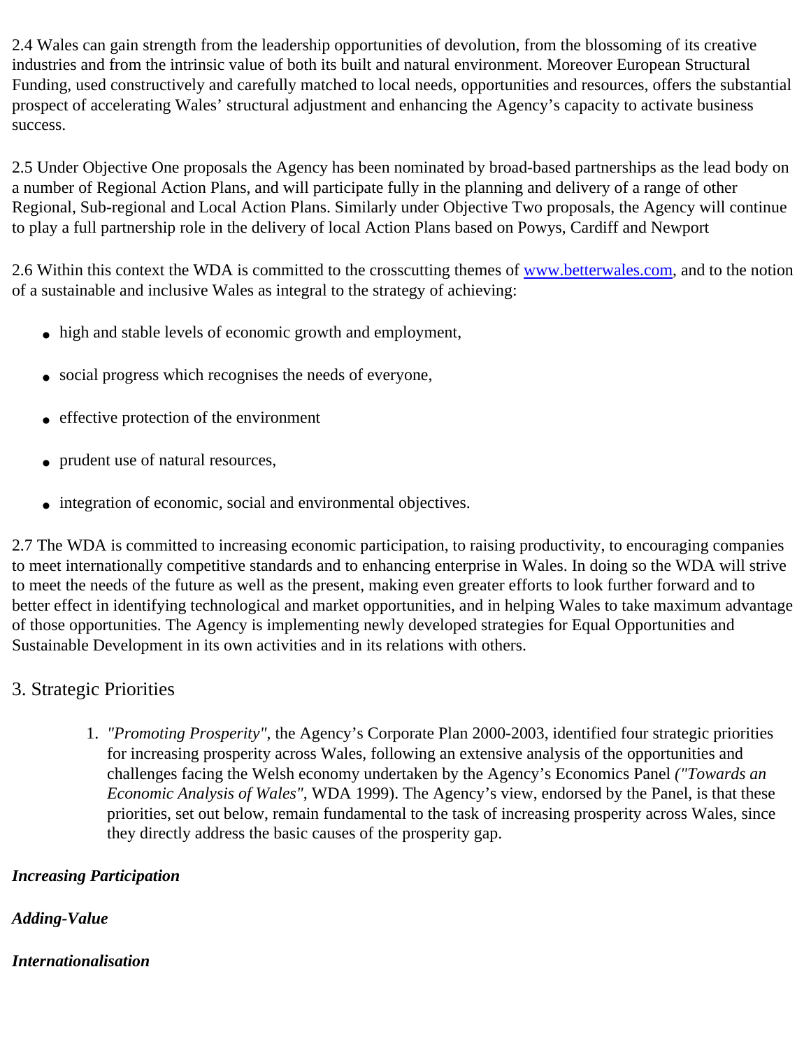2.4 Wales can gain strength from the leadership opportunities of devolution, from the blossoming of its creative industries and from the intrinsic value of both its built and natural environment. Moreover European Structural Funding, used constructively and carefully matched to local needs, opportunities and resources, offers the substantial prospect of accelerating Wales' structural adjustment and enhancing the Agency's capacity to activate business success.

2.5 Under Objective One proposals the Agency has been nominated by broad-based partnerships as the lead body on a number of Regional Action Plans, and will participate fully in the planning and delivery of a range of other Regional, Sub-regional and Local Action Plans. Similarly under Objective Two proposals, the Agency will continue to play a full partnership role in the delivery of local Action Plans based on Powys, Cardiff and Newport

2.6 Within this context the WDA is committed to the crosscutting themes of www.betterwales.com, and to the notion of a sustainable and inclusive Wales as integral to the strategy of achieving:

- high and stable levels of economic growth and employment,
- social progress which recognises the needs of everyone,
- effective protection of the environment
- prudent use of natural resources,
- integration of economic, social and environmental objectives.

2.7 The WDA is committed to increasing economic participation, to raising productivity, to encouraging companies to meet internationally competitive standards and to enhancing enterprise in Wales. In doing so the WDA will strive to meet the needs of the future as well as the present, making even greater efforts to look further forward and to better effect in identifying technological and market opportunities, and in helping Wales to take maximum advantage of those opportunities. The Agency is implementing newly developed strategies for Equal Opportunities and Sustainable Development in its own activities and in its relations with others.

## 3. Strategic Priorities

1. *"Promoting Prosperity"*, the Agency's Corporate Plan 2000-2003, identified four strategic priorities for increasing prosperity across Wales, following an extensive analysis of the opportunities and challenges facing the Welsh economy undertaken by the Agency's Economics Panel *("Towards an Economic Analysis of Wales"*, WDA 1999). The Agency's view, endorsed by the Panel, is that these priorities, set out below, remain fundamental to the task of increasing prosperity across Wales, since they directly address the basic causes of the prosperity gap.

***Increasing Participation***

***Adding-Value***

***Internationalisation***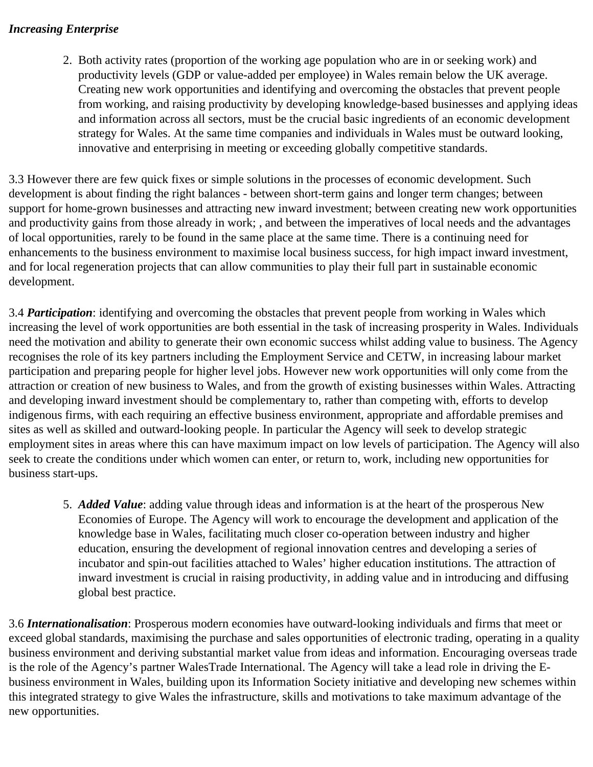*Increasing Enterprise*

2. Both activity rates (proportion of the working age population who are in or seeking work) and productivity levels (GDP or value-added per employee) in Wales remain below the UK average. Creating new work opportunities and identifying and overcoming the obstacles that prevent people from working, and raising productivity by developing knowledge-based businesses and applying ideas and information across all sectors, must be the crucial basic ingredients of an economic development strategy for Wales. At the same time companies and individuals in Wales must be outward looking, innovative and enterprising in meeting or exceeding globally competitive standards.

3.3 However there are few quick fixes or simple solutions in the processes of economic development. Such development is about finding the right balances - between short-term gains and longer term changes; between support for home-grown businesses and attracting new inward investment; between creating new work opportunities and productivity gains from those already in work; , and between the imperatives of local needs and the advantages of local opportunities, rarely to be found in the same place at the same time. There is a continuing need for enhancements to the business environment to maximise local business success, for high impact inward investment, and for local regeneration projects that can allow communities to play their full part in sustainable economic development.

3.4 ***Participation***: identifying and overcoming the obstacles that prevent people from working in Wales which increasing the level of work opportunities are both essential in the task of increasing prosperity in Wales. Individuals need the motivation and ability to generate their own economic success whilst adding value to business. The Agency recognises the role of its key partners including the Employment Service and CETW, in increasing labour market participation and preparing people for higher level jobs. However new work opportunities will only come from the attraction or creation of new business to Wales, and from the growth of existing businesses within Wales. Attracting and developing inward investment should be complementary to, rather than competing with, efforts to develop indigenous firms, with each requiring an effective business environment, appropriate and affordable premises and sites as well as skilled and outward-looking people. In particular the Agency will seek to develop strategic employment sites in areas where this can have maximum impact on low levels of participation. The Agency will also seek to create the conditions under which women can enter, or return to, work, including new opportunities for business start-ups.

5. ***Added Value***: adding value through ideas and information is at the heart of the prosperous New Economies of Europe. The Agency will work to encourage the development and application of the knowledge base in Wales, facilitating much closer co-operation between industry and higher education, ensuring the development of regional innovation centres and developing a series of incubator and spin-out facilities attached to Wales' higher education institutions. The attraction of inward investment is crucial in raising productivity, in adding value and in introducing and diffusing global best practice.

3.6 ***Internationalisation***: Prosperous modern economies have outward-looking individuals and firms that meet or exceed global standards, maximising the purchase and sales opportunities of electronic trading, operating in a quality business environment and deriving substantial market value from ideas and information. Encouraging overseas trade is the role of the Agency's partner WalesTrade International. The Agency will take a lead role in driving the E-business environment in Wales, building upon its Information Society initiative and developing new schemes within this integrated strategy to give Wales the infrastructure, skills and motivations to take maximum advantage of the new opportunities.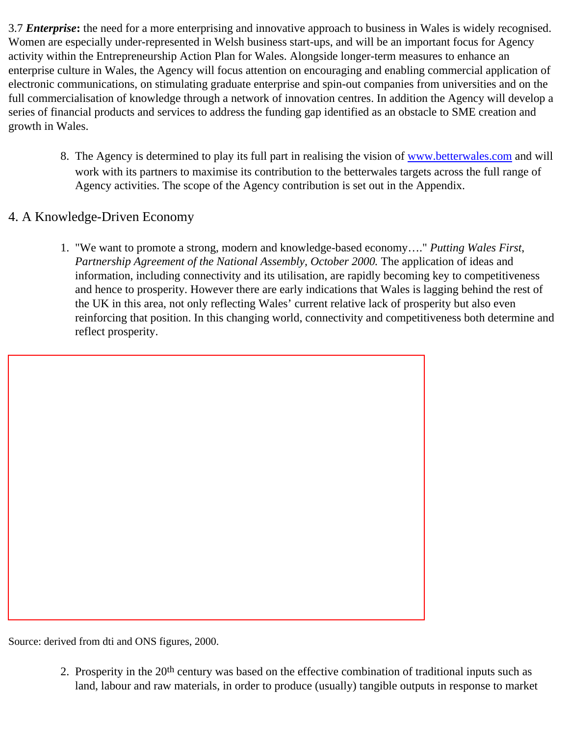3.7 ***Enterprise*:** the need for a more enterprising and innovative approach to business in Wales is widely recognised. Women are especially under-represented in Welsh business start-ups, and will be an important focus for Agency activity within the Entrepreneurship Action Plan for Wales. Alongside longer-term measures to enhance an enterprise culture in Wales, the Agency will focus attention on encouraging and enabling commercial application of electronic communications, on stimulating graduate enterprise and spin-out companies from universities and on the full commercialisation of knowledge through a network of innovation centres. In addition the Agency will develop a series of financial products and services to address the funding gap identified as an obstacle to SME creation and growth in Wales.

8. The Agency is determined to play its full part in realising the vision of [www.betterwales.com](http://www.betterwales.com) and will work with its partners to maximise its contribution to the betterwales targets across the full range of Agency activities. The scope of the Agency contribution is set out in the Appendix.

## 4. A Knowledge-Driven Economy

1. "We want to promote a strong, modern and knowledge-based economy…." *Putting Wales First, Partnership Agreement of the National Assembly, October 2000.* The application of ideas and information, including connectivity and its utilisation, are rapidly becoming key to competitiveness and hence to prosperity. However there are early indications that Wales is lagging behind the rest of the UK in this area, not only reflecting Wales' current relative lack of prosperity but also even reinforcing that position. In this changing world, connectivity and competitiveness both determine and reflect prosperity.

Source: derived from dti and ONS figures, 2000.

2. Prosperity in the 20th century was based on the effective combination of traditional inputs such as land, labour and raw materials, in order to produce (usually) tangible outputs in response to market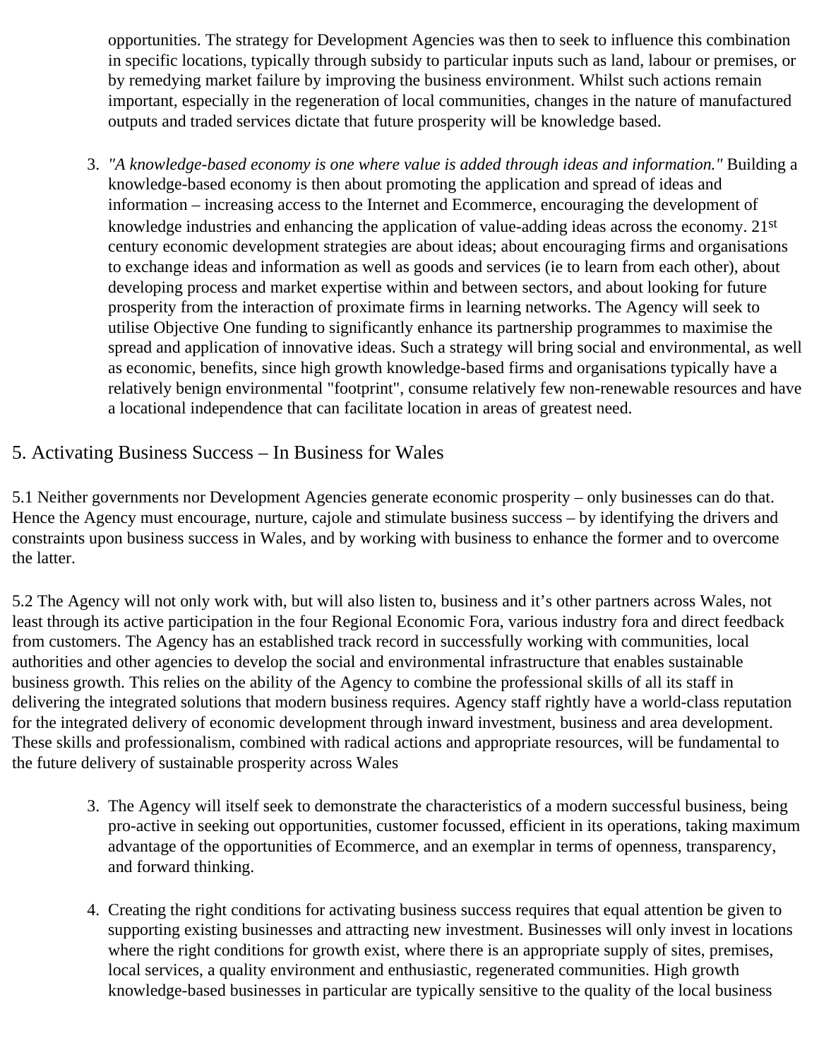opportunities. The strategy for Development Agencies was then to seek to influence this combination in specific locations, typically through subsidy to particular inputs such as land, labour or premises, or by remedying market failure by improving the business environment. Whilst such actions remain important, especially in the regeneration of local communities, changes in the nature of manufactured outputs and traded services dictate that future prosperity will be knowledge based.

3. *"A knowledge-based economy is one where value is added through ideas and information."* Building a knowledge-based economy is then about promoting the application and spread of ideas and information – increasing access to the Internet and Ecommerce, encouraging the development of knowledge industries and enhancing the application of value-adding ideas across the economy. 21st century economic development strategies are about ideas; about encouraging firms and organisations to exchange ideas and information as well as goods and services (ie to learn from each other), about developing process and market expertise within and between sectors, and about looking for future prosperity from the interaction of proximate firms in learning networks. The Agency will seek to utilise Objective One funding to significantly enhance its partnership programmes to maximise the spread and application of innovative ideas. Such a strategy will bring social and environmental, as well as economic, benefits, since high growth knowledge-based firms and organisations typically have a relatively benign environmental "footprint", consume relatively few non-renewable resources and have a locational independence that can facilitate location in areas of greatest need.

## 5. Activating Business Success – In Business for Wales

5.1 Neither governments nor Development Agencies generate economic prosperity – only businesses can do that. Hence the Agency must encourage, nurture, cajole and stimulate business success – by identifying the drivers and constraints upon business success in Wales, and by working with business to enhance the former and to overcome the latter.

5.2 The Agency will not only work with, but will also listen to, business and it's other partners across Wales, not least through its active participation in the four Regional Economic Fora, various industry fora and direct feedback from customers. The Agency has an established track record in successfully working with communities, local authorities and other agencies to develop the social and environmental infrastructure that enables sustainable business growth. This relies on the ability of the Agency to combine the professional skills of all its staff in delivering the integrated solutions that modern business requires. Agency staff rightly have a world-class reputation for the integrated delivery of economic development through inward investment, business and area development. These skills and professionalism, combined with radical actions and appropriate resources, will be fundamental to the future delivery of sustainable prosperity across Wales

3. The Agency will itself seek to demonstrate the characteristics of a modern successful business, being pro-active in seeking out opportunities, customer focussed, efficient in its operations, taking maximum advantage of the opportunities of Ecommerce, and an exemplar in terms of openness, transparency, and forward thinking.

4. Creating the right conditions for activating business success requires that equal attention be given to supporting existing businesses and attracting new investment. Businesses will only invest in locations where the right conditions for growth exist, where there is an appropriate supply of sites, premises, local services, a quality environment and enthusiastic, regenerated communities. High growth knowledge-based businesses in particular are typically sensitive to the quality of the local business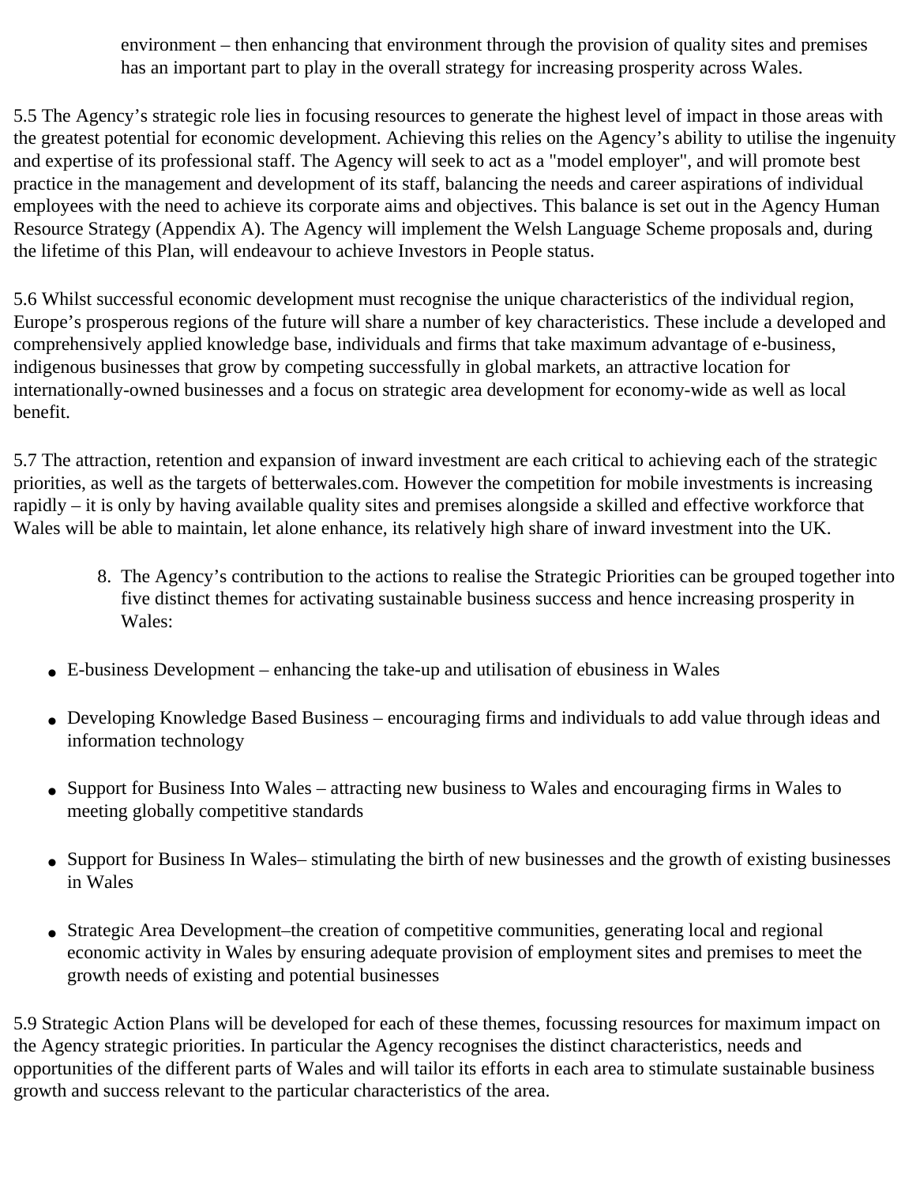environment – then enhancing that environment through the provision of quality sites and premises has an important part to play in the overall strategy for increasing prosperity across Wales.

5.5 The Agency's strategic role lies in focusing resources to generate the highest level of impact in those areas with the greatest potential for economic development. Achieving this relies on the Agency's ability to utilise the ingenuity and expertise of its professional staff. The Agency will seek to act as a "model employer", and will promote best practice in the management and development of its staff, balancing the needs and career aspirations of individual employees with the need to achieve its corporate aims and objectives. This balance is set out in the Agency Human Resource Strategy (Appendix A). The Agency will implement the Welsh Language Scheme proposals and, during the lifetime of this Plan, will endeavour to achieve Investors in People status.

5.6 Whilst successful economic development must recognise the unique characteristics of the individual region, Europe's prosperous regions of the future will share a number of key characteristics. These include a developed and comprehensively applied knowledge base, individuals and firms that take maximum advantage of e-business, indigenous businesses that grow by competing successfully in global markets, an attractive location for internationally-owned businesses and a focus on strategic area development for economy-wide as well as local benefit.

5.7 The attraction, retention and expansion of inward investment are each critical to achieving each of the strategic priorities, as well as the targets of betterwales.com. However the competition for mobile investments is increasing rapidly – it is only by having available quality sites and premises alongside a skilled and effective workforce that Wales will be able to maintain, let alone enhance, its relatively high share of inward investment into the UK.

8. The Agency's contribution to the actions to realise the Strategic Priorities can be grouped together into five distinct themes for activating sustainable business success and hence increasing prosperity in Wales:

- E-business Development – enhancing the take-up and utilisation of ebusiness in Wales
- Developing Knowledge Based Business – encouraging firms and individuals to add value through ideas and information technology
- Support for Business Into Wales – attracting new business to Wales and encouraging firms in Wales to meeting globally competitive standards
- Support for Business In Wales– stimulating the birth of new businesses and the growth of existing businesses in Wales
- Strategic Area Development–the creation of competitive communities, generating local and regional economic activity in Wales by ensuring adequate provision of employment sites and premises to meet the growth needs of existing and potential businesses

5.9 Strategic Action Plans will be developed for each of these themes, focussing resources for maximum impact on the Agency strategic priorities. In particular the Agency recognises the distinct characteristics, needs and opportunities of the different parts of Wales and will tailor its efforts in each area to stimulate sustainable business growth and success relevant to the particular characteristics of the area.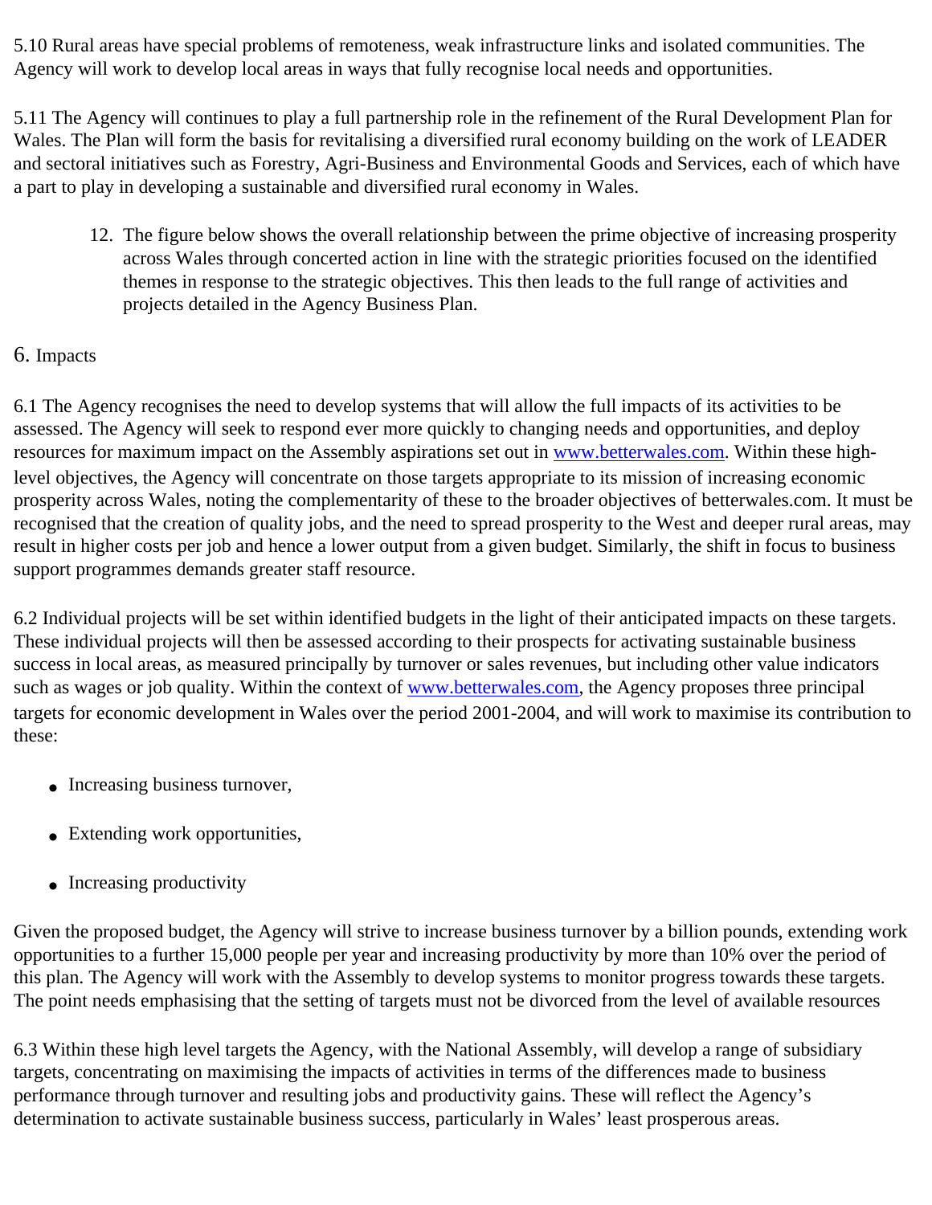5.10 Rural areas have special problems of remoteness, weak infrastructure links and isolated communities. The Agency will work to develop local areas in ways that fully recognise local needs and opportunities.

5.11 The Agency will continues to play a full partnership role in the refinement of the Rural Development Plan for Wales. The Plan will form the basis for revitalising a diversified rural economy building on the work of LEADER and sectoral initiatives such as Forestry, Agri-Business and Environmental Goods and Services, each of which have a part to play in developing a sustainable and diversified rural economy in Wales.

12. The figure below shows the overall relationship between the prime objective of increasing prosperity across Wales through concerted action in line with the strategic priorities focused on the identified themes in response to the strategic objectives. This then leads to the full range of activities and projects detailed in the Agency Business Plan.

## 6. Impacts

6.1 The Agency recognises the need to develop systems that will allow the full impacts of its activities to be assessed. The Agency will seek to respond ever more quickly to changing needs and opportunities, and deploy resources for maximum impact on the Assembly aspirations set out in www.betterwales.com. Within these high-level objectives, the Agency will concentrate on those targets appropriate to its mission of increasing economic prosperity across Wales, noting the complementarity of these to the broader objectives of betterwales.com. It must be recognised that the creation of quality jobs, and the need to spread prosperity to the West and deeper rural areas, may result in higher costs per job and hence a lower output from a given budget. Similarly, the shift in focus to business support programmes demands greater staff resource.

6.2 Individual projects will be set within identified budgets in the light of their anticipated impacts on these targets. These individual projects will then be assessed according to their prospects for activating sustainable business success in local areas, as measured principally by turnover or sales revenues, but including other value indicators such as wages or job quality. Within the context of www.betterwales.com, the Agency proposes three principal targets for economic development in Wales over the period 2001-2004, and will work to maximise its contribution to these:

- Increasing business turnover,
- Extending work opportunities,
- Increasing productivity

Given the proposed budget, the Agency will strive to increase business turnover by a billion pounds, extending work opportunities to a further 15,000 people per year and increasing productivity by more than 10% over the period of this plan. The Agency will work with the Assembly to develop systems to monitor progress towards these targets. The point needs emphasising that the setting of targets must not be divorced from the level of available resources

6.3 Within these high level targets the Agency, with the National Assembly, will develop a range of subsidiary targets, concentrating on maximising the impacts of activities in terms of the differences made to business performance through turnover and resulting jobs and productivity gains. These will reflect the Agency's determination to activate sustainable business success, particularly in Wales' least prosperous areas.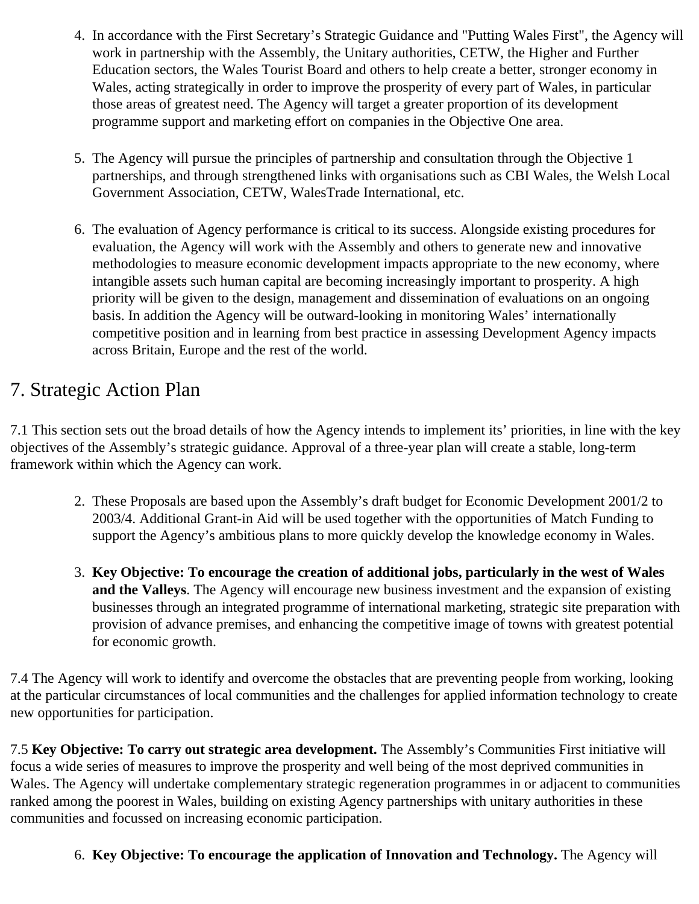4. In accordance with the First Secretary's Strategic Guidance and "Putting Wales First", the Agency will work in partnership with the Assembly, the Unitary authorities, CETW, the Higher and Further Education sectors, the Wales Tourist Board and others to help create a better, stronger economy in Wales, acting strategically in order to improve the prosperity of every part of Wales, in particular those areas of greatest need. The Agency will target a greater proportion of its development programme support and marketing effort on companies in the Objective One area.

5. The Agency will pursue the principles of partnership and consultation through the Objective 1 partnerships, and through strengthened links with organisations such as CBI Wales, the Welsh Local Government Association, CETW, WalesTrade International, etc.

6. The evaluation of Agency performance is critical to its success. Alongside existing procedures for evaluation, the Agency will work with the Assembly and others to generate new and innovative methodologies to measure economic development impacts appropriate to the new economy, where intangible assets such human capital are becoming increasingly important to prosperity. A high priority will be given to the design, management and dissemination of evaluations on an ongoing basis. In addition the Agency will be outward-looking in monitoring Wales' internationally competitive position and in learning from best practice in assessing Development Agency impacts across Britain, Europe and the rest of the world.

## 7. Strategic Action Plan

7.1 This section sets out the broad details of how the Agency intends to implement its' priorities, in line with the key objectives of the Assembly's strategic guidance. Approval of a three-year plan will create a stable, long-term framework within which the Agency can work.

2. These Proposals are based upon the Assembly's draft budget for Economic Development 2001/2 to 2003/4. Additional Grant-in Aid will be used together with the opportunities of Match Funding to support the Agency's ambitious plans to more quickly develop the knowledge economy in Wales.

3. **Key Objective: To encourage the creation of additional jobs, particularly in the west of Wales and the Valleys**. The Agency will encourage new business investment and the expansion of existing businesses through an integrated programme of international marketing, strategic site preparation with provision of advance premises, and enhancing the competitive image of towns with greatest potential for economic growth.

7.4 The Agency will work to identify and overcome the obstacles that are preventing people from working, looking at the particular circumstances of local communities and the challenges for applied information technology to create new opportunities for participation.

7.5 **Key Objective: To carry out strategic area development.** The Assembly's Communities First initiative will focus a wide series of measures to improve the prosperity and well being of the most deprived communities in Wales. The Agency will undertake complementary strategic regeneration programmes in or adjacent to communities ranked among the poorest in Wales, building on existing Agency partnerships with unitary authorities in these communities and focussed on increasing economic participation.

6. **Key Objective: To encourage the application of Innovation and Technology.** The Agency will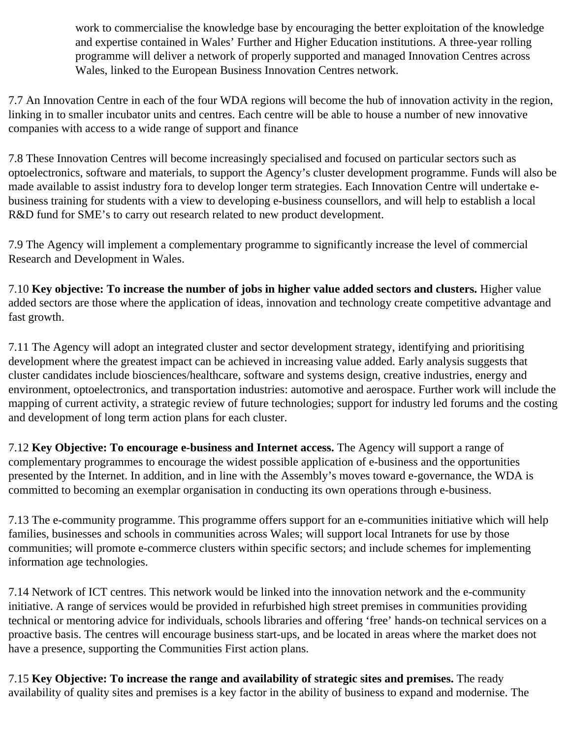work to commercialise the knowledge base by encouraging the better exploitation of the knowledge and expertise contained in Wales' Further and Higher Education institutions. A three-year rolling programme will deliver a network of properly supported and managed Innovation Centres across Wales, linked to the European Business Innovation Centres network.

7.7 An Innovation Centre in each of the four WDA regions will become the hub of innovation activity in the region, linking in to smaller incubator units and centres. Each centre will be able to house a number of new innovative companies with access to a wide range of support and finance

7.8 These Innovation Centres will become increasingly specialised and focused on particular sectors such as optoelectronics, software and materials, to support the Agency's cluster development programme. Funds will also be made available to assist industry fora to develop longer term strategies. Each Innovation Centre will undertake e-business training for students with a view to developing e-business counsellors, and will help to establish a local R&D fund for SME's to carry out research related to new product development.

7.9 The Agency will implement a complementary programme to significantly increase the level of commercial Research and Development in Wales.

7.10 **Key objective: To increase the number of jobs in higher value added sectors and clusters.** Higher value added sectors are those where the application of ideas, innovation and technology create competitive advantage and fast growth.

7.11 The Agency will adopt an integrated cluster and sector development strategy, identifying and prioritising development where the greatest impact can be achieved in increasing value added. Early analysis suggests that cluster candidates include biosciences/healthcare, software and systems design, creative industries, energy and environment, optoelectronics, and transportation industries: automotive and aerospace. Further work will include the mapping of current activity, a strategic review of future technologies; support for industry led forums and the costing and development of long term action plans for each cluster.

7.12 **Key Objective: To encourage e-business and Internet access.** The Agency will support a range of complementary programmes to encourage the widest possible application of e-business and the opportunities presented by the Internet. In addition, and in line with the Assembly's moves toward e-governance, the WDA is committed to becoming an exemplar organisation in conducting its own operations through e-business.

7.13 The e-community programme. This programme offers support for an e-communities initiative which will help families, businesses and schools in communities across Wales; will support local Intranets for use by those communities; will promote e-commerce clusters within specific sectors; and include schemes for implementing information age technologies.

7.14 Network of ICT centres. This network would be linked into the innovation network and the e-community initiative. A range of services would be provided in refurbished high street premises in communities providing technical or mentoring advice for individuals, schools libraries and offering 'free' hands-on technical services on a proactive basis. The centres will encourage business start-ups, and be located in areas where the market does not have a presence, supporting the Communities First action plans.

7.15 **Key Objective: To increase the range and availability of strategic sites and premises.** The ready availability of quality sites and premises is a key factor in the ability of business to expand and modernise. The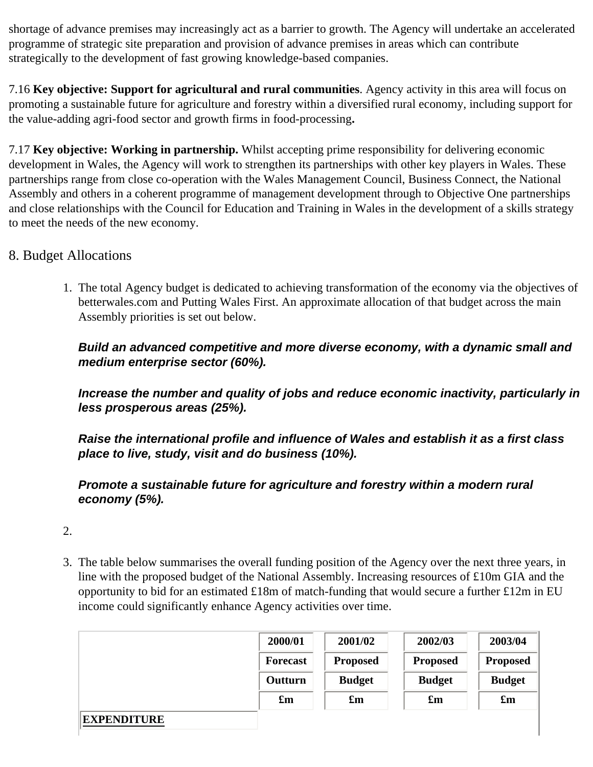shortage of advance premises may increasingly act as a barrier to growth. The Agency will undertake an accelerated programme of strategic site preparation and provision of advance premises in areas which can contribute strategically to the development of fast growing knowledge-based companies.

7.16 **Key objective: Support for agricultural and rural communities**. Agency activity in this area will focus on promoting a sustainable future for agriculture and forestry within a diversified rural economy, including support for the value-adding agri-food sector and growth firms in food-processing**.**

7.17 **Key objective: Working in partnership.** Whilst accepting prime responsibility for delivering economic development in Wales, the Agency will work to strengthen its partnerships with other key players in Wales. These partnerships range from close co-operation with the Wales Management Council, Business Connect, the National Assembly and others in a coherent programme of management development through to Objective One partnerships and close relationships with the Council for Education and Training in Wales in the development of a skills strategy to meet the needs of the new economy.

## 8. Budget Allocations

1. The total Agency budget is dedicated to achieving transformation of the economy via the objectives of betterwales.com and Putting Wales First. An approximate allocation of that budget across the main Assembly priorities is set out below.

   ***Build an advanced competitive and more diverse economy, with a dynamic small and medium enterprise sector (60%).***

   ***Increase the number and quality of jobs and reduce economic inactivity, particularly in less prosperous areas (25%).***

   ***Raise the international profile and influence of Wales and establish it as a first class place to live, study, visit and do business (10%).***

   ***Promote a sustainable future for agriculture and forestry within a modern rural economy (5%).***

2. 

3. The table below summarises the overall funding position of the Agency over the next three years, in line with the proposed budget of the National Assembly. Increasing resources of £10m GIA and the opportunity to bid for an estimated £18m of match-funding that would secure a further £12m in EU income could significantly enhance Agency activities over time.

| | 2000/01 | 2001/02 | 2002/03 | 2003/04 |
|---|---|---|---|---|
| | Forecast | Proposed | Proposed | Proposed |
| | Outturn | Budget | Budget | Budget |
| | £m | £m | £m | £m |
| **EXPENDITURE** | | | | |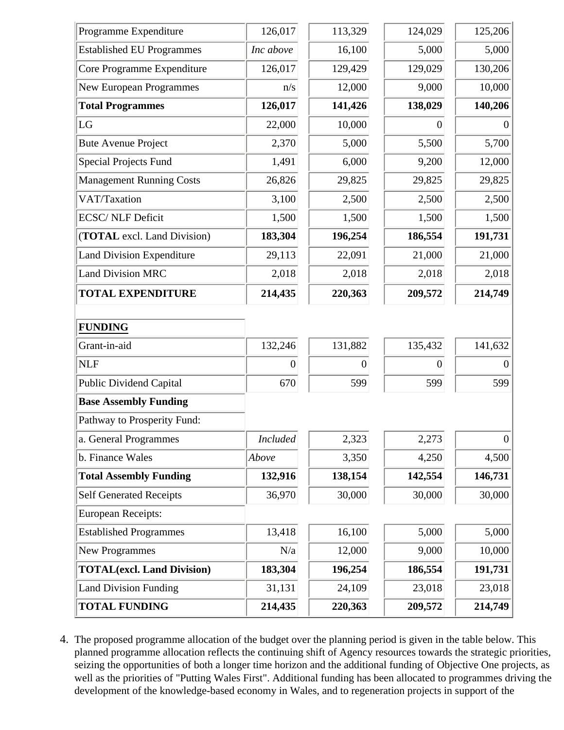| | | | | |
|---|---|---|---|---|
| Programme Expenditure | 126,017 | 113,329 | 124,029 | 125,206 |
| Established EU Programmes | *Inc above* | 16,100 | 5,000 | 5,000 |
| Core Programme Expenditure | 126,017 | 129,429 | 129,029 | 130,206 |
| New European Programmes | n/s | 12,000 | 9,000 | 10,000 |
| **Total Programmes** | **126,017** | **141,426** | **138,029** | **140,206** |
| LG | 22,000 | 10,000 | 0 | 0 |
| Bute Avenue Project | 2,370 | 5,000 | 5,500 | 5,700 |
| Special Projects Fund | 1,491 | 6,000 | 9,200 | 12,000 |
| Management Running Costs | 26,826 | 29,825 | 29,825 | 29,825 |
| VAT/Taxation | 3,100 | 2,500 | 2,500 | 2,500 |
| ECSC/ NLF Deficit | 1,500 | 1,500 | 1,500 | 1,500 |
| (**TOTAL** excl. Land Division) | **183,304** | **196,254** | **186,554** | **191,731** |
| Land Division Expenditure | 29,113 | 22,091 | 21,000 | 21,000 |
| Land Division MRC | 2,018 | 2,018 | 2,018 | 2,018 |
| **TOTAL EXPENDITURE** | **214,435** | **220,363** | **209,572** | **214,749** |
| | | | | |
| **FUNDING** | | | | |
| Grant-in-aid | 132,246 | 131,882 | 135,432 | 141,632 |
| NLF | 0 | 0 | 0 | 0 |
| Public Dividend Capital | 670 | 599 | 599 | 599 |
| **Base Assembly Funding** | | | | |
| Pathway to Prosperity Fund: | | | | |
| a. General Programmes | *Included* | 2,323 | 2,273 | 0 |
| b. Finance Wales | *Above* | 3,350 | 4,250 | 4,500 |
| **Total Assembly Funding** | **132,916** | **138,154** | **142,554** | **146,731** |
| Self Generated Receipts | 36,970 | 30,000 | 30,000 | 30,000 |
| European Receipts: | | | | |
| Established Programmes | 13,418 | 16,100 | 5,000 | 5,000 |
| New Programmes | N/a | 12,000 | 9,000 | 10,000 |
| **TOTAL(excl. Land Division)** | **183,304** | **196,254** | **186,554** | **191,731** |
| Land Division Funding | 31,131 | 24,109 | 23,018 | 23,018 |
| **TOTAL FUNDING** | **214,435** | **220,363** | **209,572** | **214,749** |

4. The proposed programme allocation of the budget over the planning period is given in the table below. This planned programme allocation reflects the continuing shift of Agency resources towards the strategic priorities, seizing the opportunities of both a longer time horizon and the additional funding of Objective One projects, as well as the priorities of "Putting Wales First". Additional funding has been allocated to programmes driving the development of the knowledge-based economy in Wales, and to regeneration projects in support of the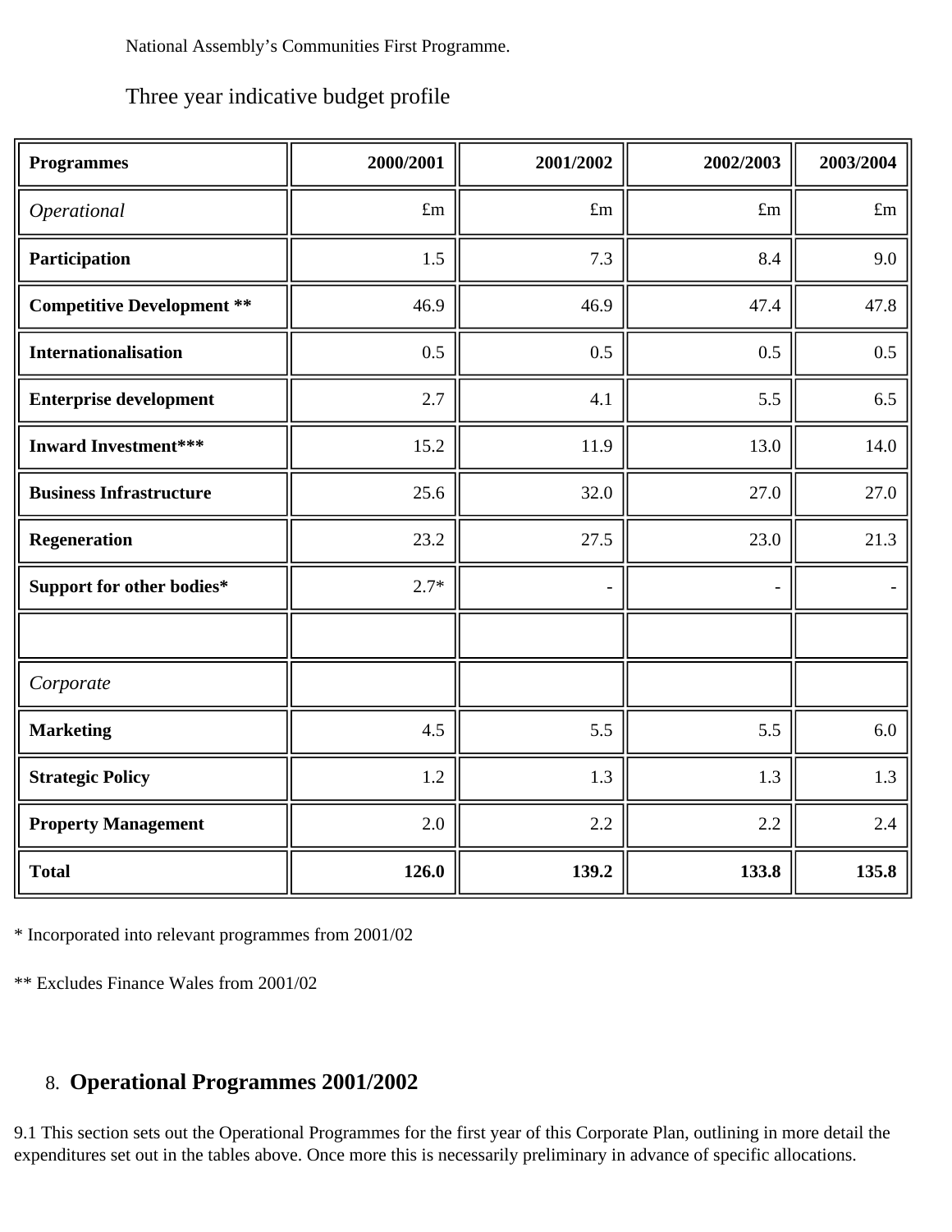National Assembly's Communities First Programme.

Three year indicative budget profile

| **Programmes** | **2000/2001** | **2001/2002** | **2002/2003** | **2003/2004** |
|---|---|---|---|---|
| *Operational* | £m | £m | £m | £m |
| **Participation** | 1.5 | 7.3 | 8.4 | 9.0 |
| **Competitive Development \*\*** | 46.9 | 46.9 | 47.4 | 47.8 |
| **Internationalisation** | 0.5 | 0.5 | 0.5 | 0.5 |
| **Enterprise development** | 2.7 | 4.1 | 5.5 | 6.5 |
| **Inward Investment\*\*\*** | 15.2 | 11.9 | 13.0 | 14.0 |
| **Business Infrastructure** | 25.6 | 32.0 | 27.0 | 27.0 |
| **Regeneration** | 23.2 | 27.5 | 23.0 | 21.3 |
| **Support for other bodies\*** | 2.7\* | - | - | - |
| | | | | |
| *Corporate* | | | | |
| **Marketing** | 4.5 | 5.5 | 5.5 | 6.0 |
| **Strategic Policy** | 1.2 | 1.3 | 1.3 | 1.3 |
| **Property Management** | 2.0 | 2.2 | 2.2 | 2.4 |
| **Total** | **126.0** | **139.2** | **133.8** | **135.8** |

* Incorporated into relevant programmes from 2001/02

** Excludes Finance Wales from 2001/02

## 8. Operational Programmes 2001/2002

9.1 This section sets out the Operational Programmes for the first year of this Corporate Plan, outlining in more detail the expenditures set out in the tables above. Once more this is necessarily preliminary in advance of specific allocations.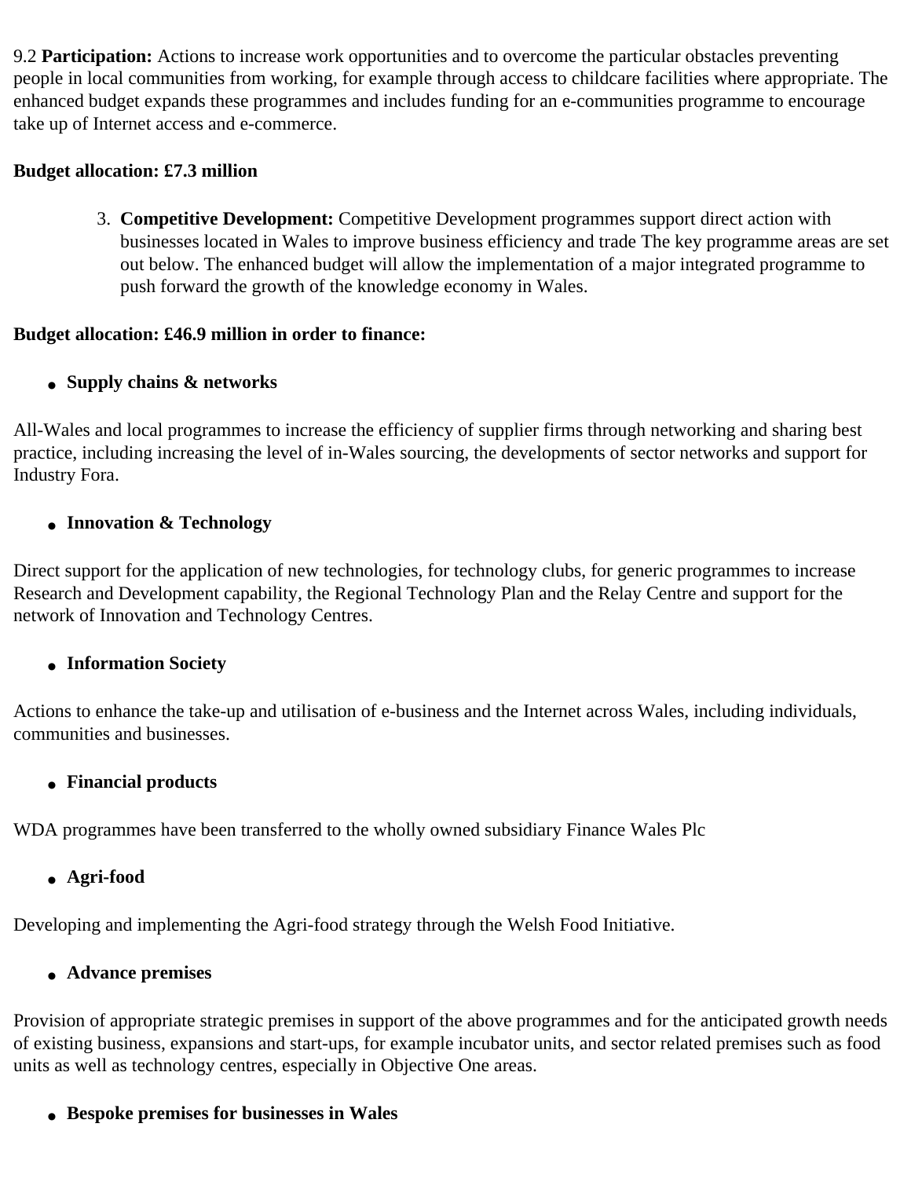9.2 **Participation:** Actions to increase work opportunities and to overcome the particular obstacles preventing people in local communities from working, for example through access to childcare facilities where appropriate. The enhanced budget expands these programmes and includes funding for an e-communities programme to encourage take up of Internet access and e-commerce.

**Budget allocation: £7.3 million**

3. **Competitive Development:** Competitive Development programmes support direct action with businesses located in Wales to improve business efficiency and trade The key programme areas are set out below. The enhanced budget will allow the implementation of a major integrated programme to push forward the growth of the knowledge economy in Wales.

**Budget allocation: £46.9 million in order to finance:**

- **Supply chains & networks**

All-Wales and local programmes to increase the efficiency of supplier firms through networking and sharing best practice, including increasing the level of in-Wales sourcing, the developments of sector networks and support for Industry Fora.

- **Innovation & Technology**

Direct support for the application of new technologies, for technology clubs, for generic programmes to increase Research and Development capability, the Regional Technology Plan and the Relay Centre and support for the network of Innovation and Technology Centres.

- **Information Society**

Actions to enhance the take-up and utilisation of e-business and the Internet across Wales, including individuals, communities and businesses.

- **Financial products**

WDA programmes have been transferred to the wholly owned subsidiary Finance Wales Plc

- **Agri-food**

Developing and implementing the Agri-food strategy through the Welsh Food Initiative.

- **Advance premises**

Provision of appropriate strategic premises in support of the above programmes and for the anticipated growth needs of existing business, expansions and start-ups, for example incubator units, and sector related premises such as food units as well as technology centres, especially in Objective One areas.

- **Bespoke premises for businesses in Wales**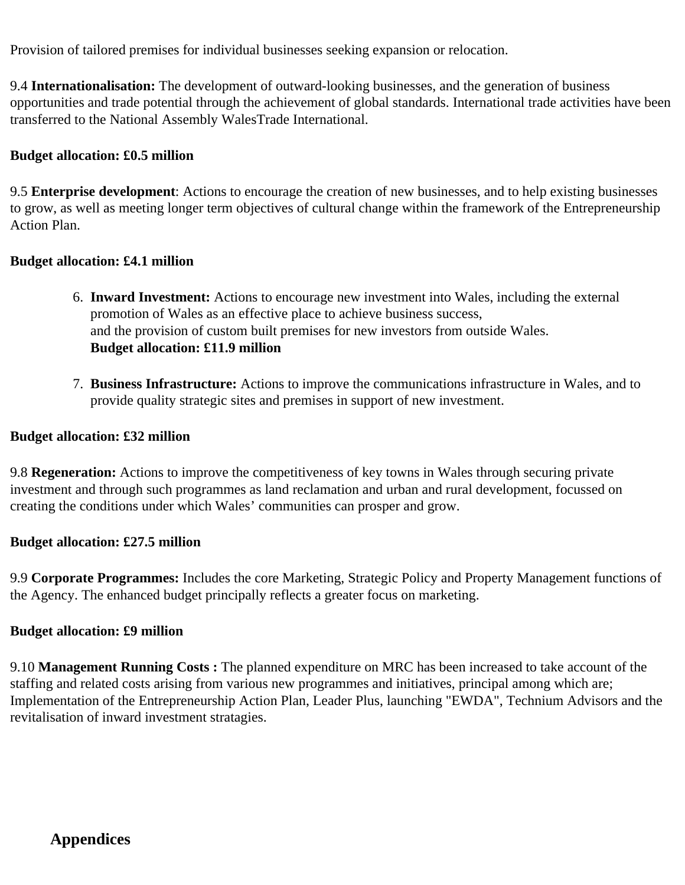Provision of tailored premises for individual businesses seeking expansion or relocation.

9.4 **Internationalisation:** The development of outward-looking businesses, and the generation of business opportunities and trade potential through the achievement of global standards. International trade activities have been transferred to the National Assembly WalesTrade International.

**Budget allocation: £0.5 million**

9.5 **Enterprise development**: Actions to encourage the creation of new businesses, and to help existing businesses to grow, as well as meeting longer term objectives of cultural change within the framework of the Entrepreneurship Action Plan.

**Budget allocation: £4.1 million**

6. **Inward Investment:** Actions to encourage new investment into Wales, including the external promotion of Wales as an effective place to achieve business success, and the provision of custom built premises for new investors from outside Wales.
   **Budget allocation: £11.9 million**

7. **Business Infrastructure:** Actions to improve the communications infrastructure in Wales, and to provide quality strategic sites and premises in support of new investment.

**Budget allocation: £32 million**

9.8 **Regeneration:** Actions to improve the competitiveness of key towns in Wales through securing private investment and through such programmes as land reclamation and urban and rural development, focussed on creating the conditions under which Wales' communities can prosper and grow.

**Budget allocation: £27.5 million**

9.9 **Corporate Programmes:** Includes the core Marketing, Strategic Policy and Property Management functions of the Agency. The enhanced budget principally reflects a greater focus on marketing.

**Budget allocation: £9 million**

9.10 **Management Running Costs :** The planned expenditure on MRC has been increased to take account of the staffing and related costs arising from various new programmes and initiatives, principal among which are; Implementation of the Entrepreneurship Action Plan, Leader Plus, launching "EWDA", Technium Advisors and the revitalisation of inward investment stratagies.

## Appendices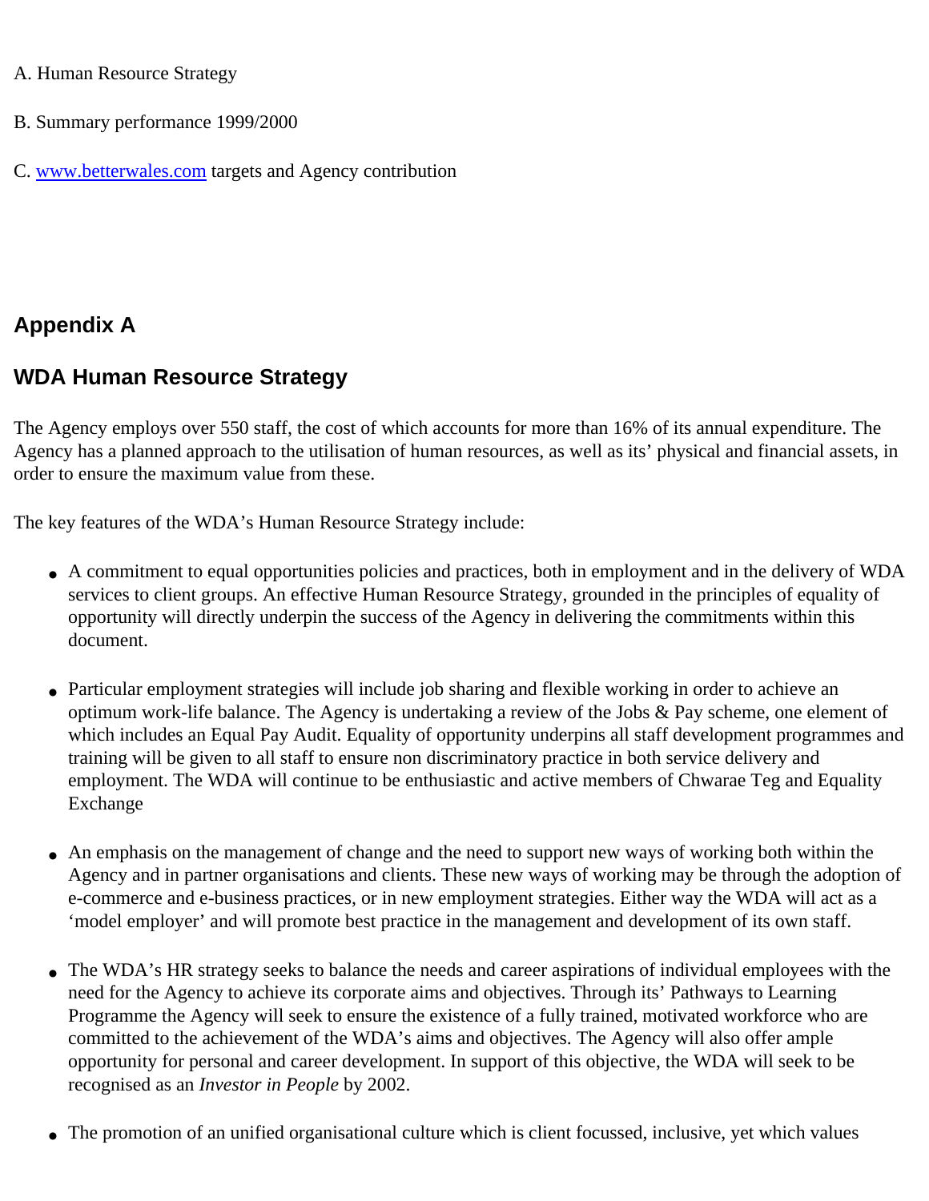A. Human Resource Strategy

B. Summary performance 1999/2000

C. [www.betterwales.com](http://www.betterwales.com) targets and Agency contribution

## Appendix A

## WDA Human Resource Strategy

The Agency employs over 550 staff, the cost of which accounts for more than 16% of its annual expenditure. The Agency has a planned approach to the utilisation of human resources, as well as its' physical and financial assets, in order to ensure the maximum value from these.

The key features of the WDA's Human Resource Strategy include:

- A commitment to equal opportunities policies and practices, both in employment and in the delivery of WDA services to client groups. An effective Human Resource Strategy, grounded in the principles of equality of opportunity will directly underpin the success of the Agency in delivering the commitments within this document.

- Particular employment strategies will include job sharing and flexible working in order to achieve an optimum work-life balance. The Agency is undertaking a review of the Jobs & Pay scheme, one element of which includes an Equal Pay Audit. Equality of opportunity underpins all staff development programmes and training will be given to all staff to ensure non discriminatory practice in both service delivery and employment. The WDA will continue to be enthusiastic and active members of Chwarae Teg and Equality Exchange

- An emphasis on the management of change and the need to support new ways of working both within the Agency and in partner organisations and clients. These new ways of working may be through the adoption of e-commerce and e-business practices, or in new employment strategies. Either way the WDA will act as a 'model employer' and will promote best practice in the management and development of its own staff.

- The WDA's HR strategy seeks to balance the needs and career aspirations of individual employees with the need for the Agency to achieve its corporate aims and objectives. Through its' Pathways to Learning Programme the Agency will seek to ensure the existence of a fully trained, motivated workforce who are committed to the achievement of the WDA's aims and objectives. The Agency will also offer ample opportunity for personal and career development. In support of this objective, the WDA will seek to be recognised as an *Investor in People* by 2002.

- The promotion of an unified organisational culture which is client focussed, inclusive, yet which values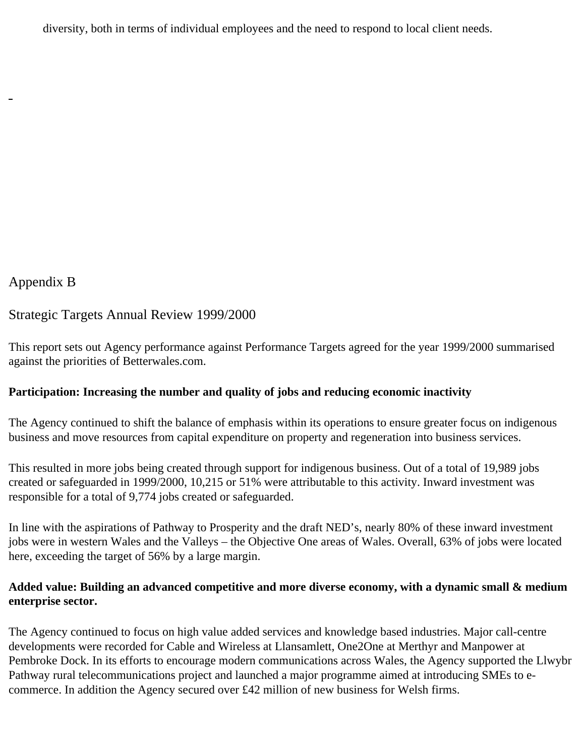diversity, both in terms of individual employees and the need to respond to local client needs.

## Appendix B

## Strategic Targets Annual Review 1999/2000

This report sets out Agency performance against Performance Targets agreed for the year 1999/2000 summarised against the priorities of Betterwales.com.

**Participation: Increasing the number and quality of jobs and reducing economic inactivity**

The Agency continued to shift the balance of emphasis within its operations to ensure greater focus on indigenous business and move resources from capital expenditure on property and regeneration into business services.

This resulted in more jobs being created through support for indigenous business. Out of a total of 19,989 jobs created or safeguarded in 1999/2000, 10,215 or 51% were attributable to this activity. Inward investment was responsible for a total of 9,774 jobs created or safeguarded.

In line with the aspirations of Pathway to Prosperity and the draft NED's, nearly 80% of these inward investment jobs were in western Wales and the Valleys – the Objective One areas of Wales. Overall, 63% of jobs were located here, exceeding the target of 56% by a large margin.

**Added value: Building an advanced competitive and more diverse economy, with a dynamic small & medium enterprise sector.**

The Agency continued to focus on high value added services and knowledge based industries. Major call-centre developments were recorded for Cable and Wireless at Llansamlett, One2One at Merthyr and Manpower at Pembroke Dock. In its efforts to encourage modern communications across Wales, the Agency supported the Llwybr Pathway rural telecommunications project and launched a major programme aimed at introducing SMEs to e-commerce. In addition the Agency secured over £42 million of new business for Welsh firms.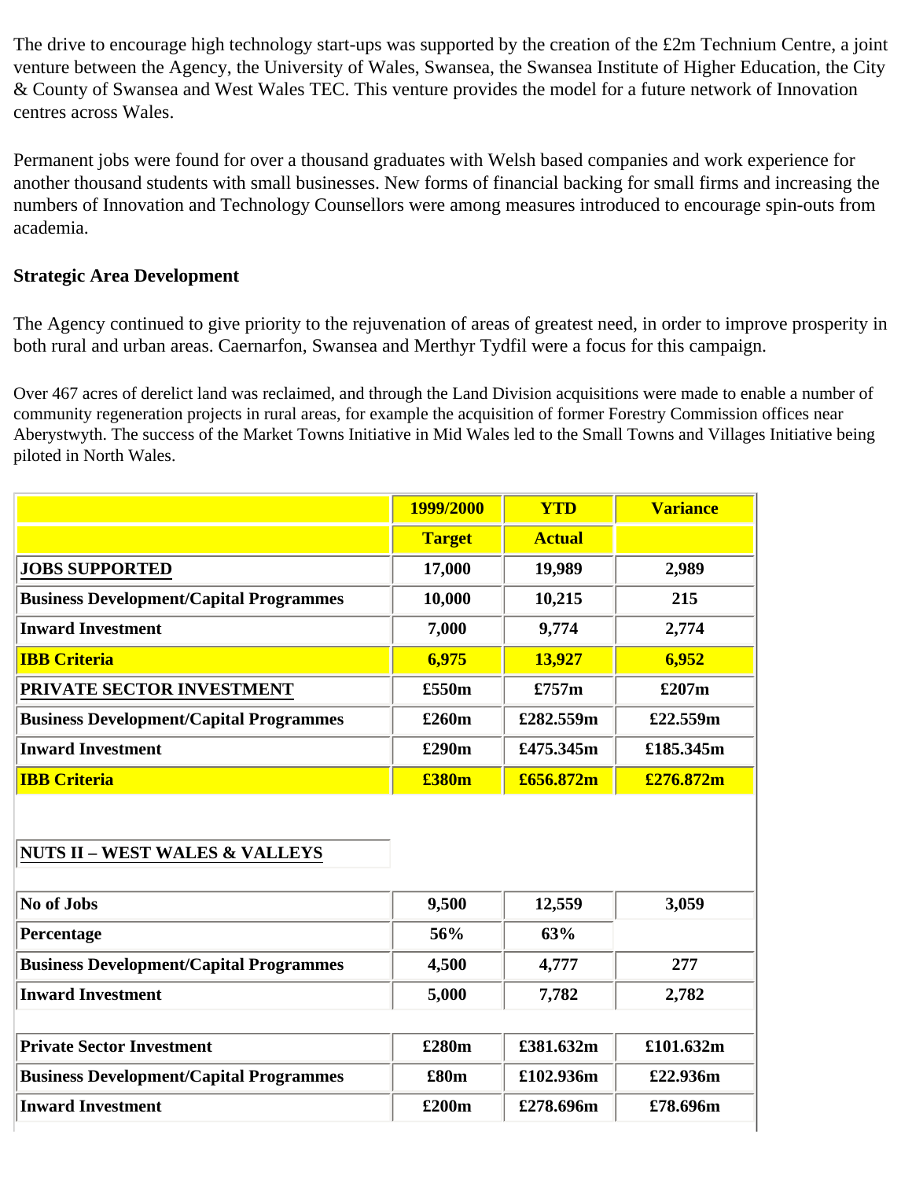The drive to encourage high technology start-ups was supported by the creation of the £2m Technium Centre, a joint venture between the Agency, the University of Wales, Swansea, the Swansea Institute of Higher Education, the City & County of Swansea and West Wales TEC. This venture provides the model for a future network of Innovation centres across Wales.

Permanent jobs were found for over a thousand graduates with Welsh based companies and work experience for another thousand students with small businesses. New forms of financial backing for small firms and increasing the numbers of Innovation and Technology Counsellors were among measures introduced to encourage spin-outs from academia.

**Strategic Area Development**

The Agency continued to give priority to the rejuvenation of areas of greatest need, in order to improve prosperity in both rural and urban areas. Caernarfon, Swansea and Merthyr Tydfil were a focus for this campaign.

Over 467 acres of derelict land was reclaimed, and through the Land Division acquisitions were made to enable a number of community regeneration projects in rural areas, for example the acquisition of former Forestry Commission offices near Aberystwyth. The success of the Market Towns Initiative in Mid Wales led to the Small Towns and Villages Initiative being piloted in North Wales.

| | 1999/2000 | YTD | Variance |
|---|---|---|---|
| | **Target** | **Actual** | |
| **JOBS SUPPORTED** | **17,000** | **19,989** | **2,989** |
| **Business Development/Capital Programmes** | **10,000** | **10,215** | **215** |
| **Inward Investment** | **7,000** | **9,774** | **2,774** |
| **IBB Criteria** | **6,975** | **13,927** | **6,952** |
| **PRIVATE SECTOR INVESTMENT** | **£550m** | **£757m** | **£207m** |
| **Business Development/Capital Programmes** | **£260m** | **£282.559m** | **£22.559m** |
| **Inward Investment** | **£290m** | **£475.345m** | **£185.345m** |
| **IBB Criteria** | **£380m** | **£656.872m** | **£276.872m** |
| **NUTS II – WEST WALES & VALLEYS** | | | |
| **No of Jobs** | **9,500** | **12,559** | **3,059** |
| **Percentage** | **56%** | **63%** | |
| **Business Development/Capital Programmes** | **4,500** | **4,777** | **277** |
| **Inward Investment** | **5,000** | **7,782** | **2,782** |
| **Private Sector Investment** | **£280m** | **£381.632m** | **£101.632m** |
| **Business Development/Capital Programmes** | **£80m** | **£102.936m** | **£22.936m** |
| **Inward Investment** | **£200m** | **£278.696m** | **£78.696m** |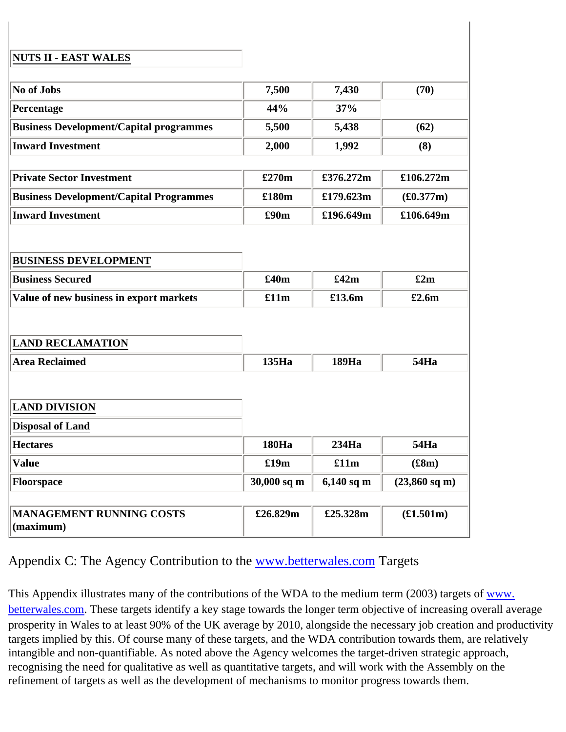| NUTS II - EAST WALES | | | |
|---|---|---|---|
| No of Jobs | 7,500 | 7,430 | (70) |
| Percentage | 44% | 37% | |
| Business Development/Capital programmes | 5,500 | 5,438 | (62) |
| Inward Investment | 2,000 | 1,992 | (8) |
| | | | |
| Private Sector Investment | £270m | £376.272m | £106.272m |
| Business Development/Capital Programmes | £180m | £179.623m | (£0.377m) |
| Inward Investment | £90m | £196.649m | £106.649m |
| | | | |
| **BUSINESS DEVELOPMENT** | | | |
| Business Secured | £40m | £42m | £2m |
| Value of new business in export markets | £11m | £13.6m | £2.6m |
| | | | |
| **LAND RECLAMATION** | | | |
| Area Reclaimed | 135Ha | 189Ha | 54Ha |
| | | | |
| **LAND DIVISION** | | | |
| **Disposal of Land** | | | |
| Hectares | 180Ha | 234Ha | 54Ha |
| Value | £19m | £11m | (£8m) |
| Floorspace | 30,000 sq m | 6,140 sq m | (23,860 sq m) |
| | | | |
| MANAGEMENT RUNNING COSTS (maximum) | £26.829m | £25.328m | (£1.501m) |

## Appendix C: The Agency Contribution to the www.betterwales.com Targets

This Appendix illustrates many of the contributions of the WDA to the medium term (2003) targets of www.betterwales.com. These targets identify a key stage towards the longer term objective of increasing overall average prosperity in Wales to at least 90% of the UK average by 2010, alongside the necessary job creation and productivity targets implied by this. Of course many of these targets, and the WDA contribution towards them, are relatively intangible and non-quantifiable. As noted above the Agency welcomes the target-driven strategic approach, recognising the need for qualitative as well as quantitative targets, and will work with the Assembly on the refinement of targets as well as the development of mechanisms to monitor progress towards them.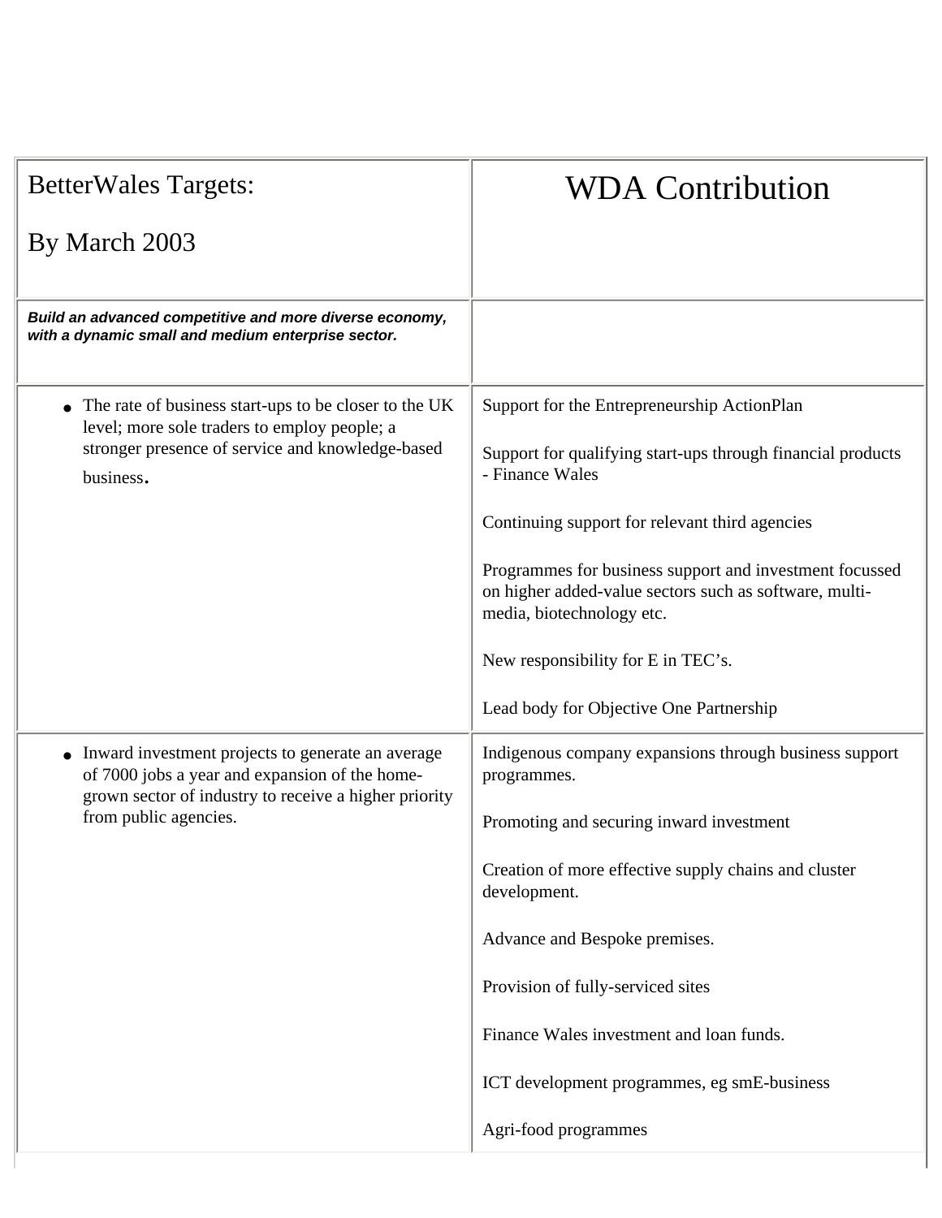| BetterWales Targets:<br><br>By March 2003 | WDA Contribution |
| --- | --- |
| ***Build an advanced competitive and more diverse economy, with a dynamic small and medium enterprise sector.*** | |
| • The rate of business start-ups to be closer to the UK level; more sole traders to employ people; a stronger presence of service and knowledge-based business. | Support for the Entrepreneurship ActionPlan<br><br>Support for qualifying start-ups through financial products - Finance Wales<br><br>Continuing support for relevant third agencies<br><br>Programmes for business support and investment focussed on higher added-value sectors such as software, multi-media, biotechnology etc.<br><br>New responsibility for E in TEC's.<br><br>Lead body for Objective One Partnership |
| • Inward investment projects to generate an average of 7000 jobs a year and expansion of the home-grown sector of industry to receive a higher priority from public agencies. | Indigenous company expansions through business support programmes.<br><br>Promoting and securing inward investment<br><br>Creation of more effective supply chains and cluster development.<br><br>Advance and Bespoke premises.<br><br>Provision of fully-serviced sites<br><br>Finance Wales investment and loan funds.<br><br>ICT development programmes, eg smE-business<br><br>Agri-food programmes |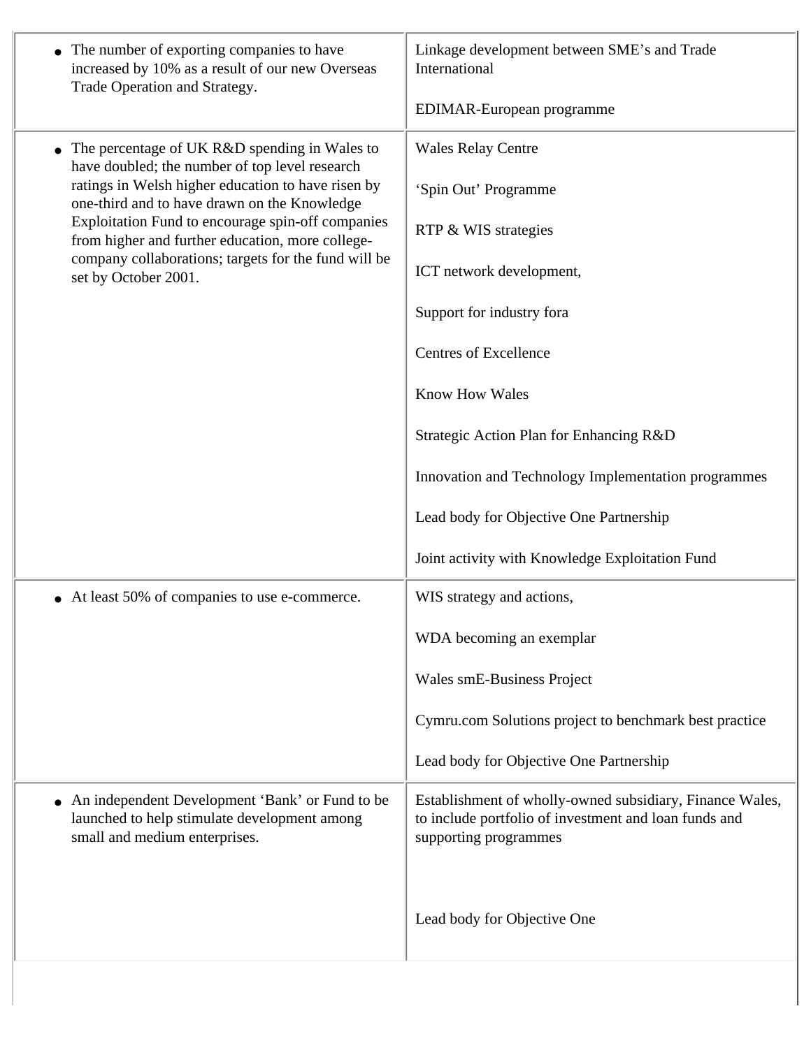| | |
|---|---|
| • The number of exporting companies to have increased by 10% as a result of our new Overseas Trade Operation and Strategy. | Linkage development between SME's and Trade International<br><br>EDIMAR-European programme |
| • The percentage of UK R&D spending in Wales to have doubled; the number of top level research ratings in Welsh higher education to have risen by one-third and to have drawn on the Knowledge Exploitation Fund to encourage spin-off companies from higher and further education, more college-company collaborations; targets for the fund will be set by October 2001. | Wales Relay Centre<br><br>'Spin Out' Programme<br><br>RTP & WIS strategies<br><br>ICT network development,<br><br>Support for industry fora<br><br>Centres of Excellence<br><br>Know How Wales<br><br>Strategic Action Plan for Enhancing R&D<br><br>Innovation and Technology Implementation programmes<br><br>Lead body for Objective One Partnership<br><br>Joint activity with Knowledge Exploitation Fund |
| • At least 50% of companies to use e-commerce. | WIS strategy and actions,<br><br>WDA becoming an exemplar<br><br>Wales smE-Business Project<br><br>Cymru.com Solutions project to benchmark best practice<br><br>Lead body for Objective One Partnership |
| • An independent Development 'Bank' or Fund to be launched to help stimulate development among small and medium enterprises. | Establishment of wholly-owned subsidiary, Finance Wales, to include portfolio of investment and loan funds and supporting programmes<br><br>Lead body for Objective One |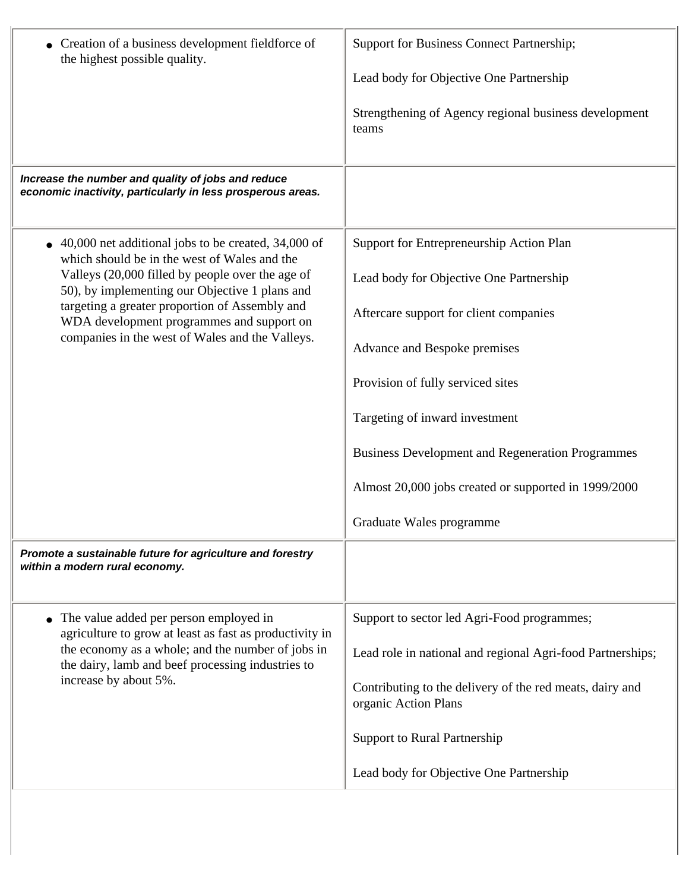| | |
|---|---|
| • Creation of a business development fieldforce of the highest possible quality. | Support for Business Connect Partnership;<br><br>Lead body for Objective One Partnership<br><br>Strengthening of Agency regional business development teams |
| ***Increase the number and quality of jobs and reduce economic inactivity, particularly in less prosperous areas.*** | |
| • 40,000 net additional jobs to be created, 34,000 of which should be in the west of Wales and the Valleys (20,000 filled by people over the age of 50), by implementing our Objective 1 plans and targeting a greater proportion of Assembly and WDA development programmes and support on companies in the west of Wales and the Valleys. | Support for Entrepreneurship Action Plan<br><br>Lead body for Objective One Partnership<br><br>Aftercare support for client companies<br><br>Advance and Bespoke premises<br><br>Provision of fully serviced sites<br><br>Targeting of inward investment<br><br>Business Development and Regeneration Programmes<br><br>Almost 20,000 jobs created or supported in 1999/2000<br><br>Graduate Wales programme |
| ***Promote a sustainable future for agriculture and forestry within a modern rural economy.*** | |
| • The value added per person employed in agriculture to grow at least as fast as productivity in the economy as a whole; and the number of jobs in the dairy, lamb and beef processing industries to increase by about 5%. | Support to sector led Agri-Food programmes;<br><br>Lead role in national and regional Agri-food Partnerships;<br><br>Contributing to the delivery of the red meats, dairy and organic Action Plans<br><br>Support to Rural Partnership<br><br>Lead body for Objective One Partnership |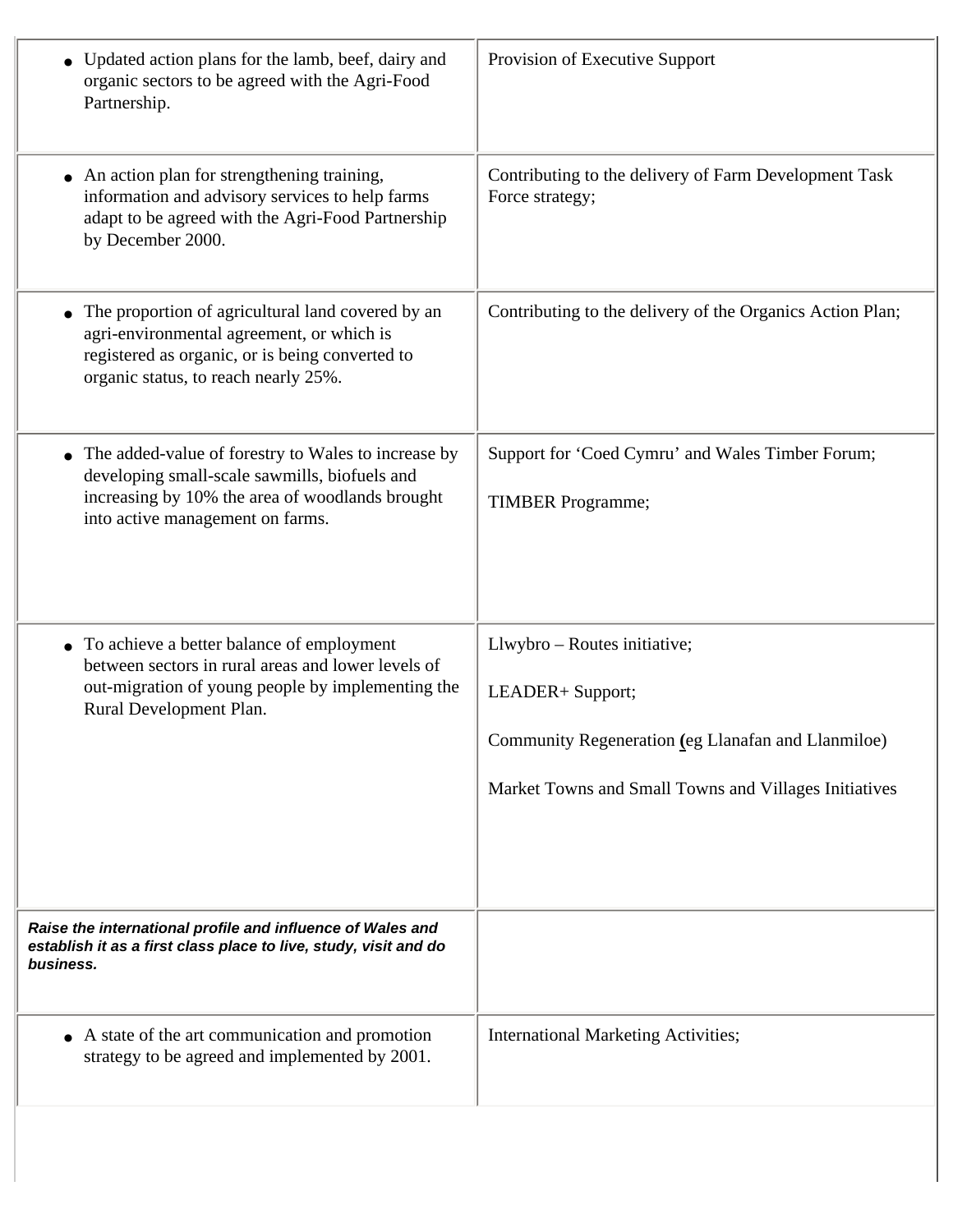| | |
|---|---|
| • Updated action plans for the lamb, beef, dairy and organic sectors to be agreed with the Agri-Food Partnership. | Provision of Executive Support |
| • An action plan for strengthening training, information and advisory services to help farms adapt to be agreed with the Agri-Food Partnership by December 2000. | Contributing to the delivery of Farm Development Task Force strategy; |
| • The proportion of agricultural land covered by an agri-environmental agreement, or which is registered as organic, or is being converted to organic status, to reach nearly 25%. | Contributing to the delivery of the Organics Action Plan; |
| • The added-value of forestry to Wales to increase by developing small-scale sawmills, biofuels and increasing by 10% the area of woodlands brought into active management on farms. | Support for 'Coed Cymru' and Wales Timber Forum;<br><br>TIMBER Programme; |
| • To achieve a better balance of employment between sectors in rural areas and lower levels of out-migration of young people by implementing the Rural Development Plan. | Llwybro – Routes initiative;<br><br>LEADER+ Support;<br><br>Community Regeneration (eg Llanafan and Llanmiloe)<br><br>Market Towns and Small Towns and Villages Initiatives |
| ***Raise the international profile and influence of Wales and establish it as a first class place to live, study, visit and do business.*** | |
| • A state of the art communication and promotion strategy to be agreed and implemented by 2001. | International Marketing Activities; |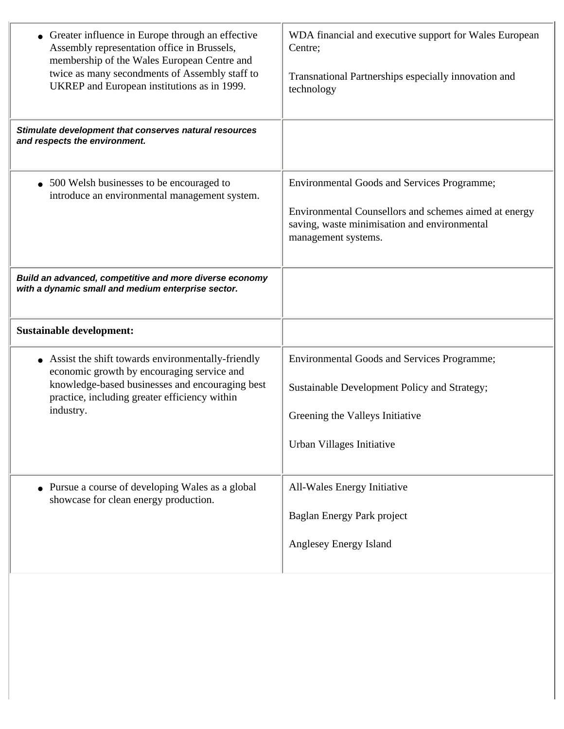| | |
|---|---|
| • Greater influence in Europe through an effective Assembly representation office in Brussels, membership of the Wales European Centre and twice as many secondments of Assembly staff to UKREP and European institutions as in 1999. | WDA financial and executive support for Wales European Centre;<br><br>Transnational Partnerships especially innovation and technology |
| ***Stimulate development that conserves natural resources and respects the environment.*** | |
| • 500 Welsh businesses to be encouraged to introduce an environmental management system. | Environmental Goods and Services Programme;<br><br>Environmental Counsellors and schemes aimed at energy saving, waste minimisation and environmental management systems. |
| ***Build an advanced, competitive and more diverse economy with a dynamic small and medium enterprise sector.*** | |
| **Sustainable development:** | |
| • Assist the shift towards environmentally-friendly economic growth by encouraging service and knowledge-based businesses and encouraging best practice, including greater efficiency within industry. | Environmental Goods and Services Programme;<br><br>Sustainable Development Policy and Strategy;<br><br>Greening the Valleys Initiative<br><br>Urban Villages Initiative |
| • Pursue a course of developing Wales as a global showcase for clean energy production. | All-Wales Energy Initiative<br><br>Baglan Energy Park project<br><br>Anglesey Energy Island |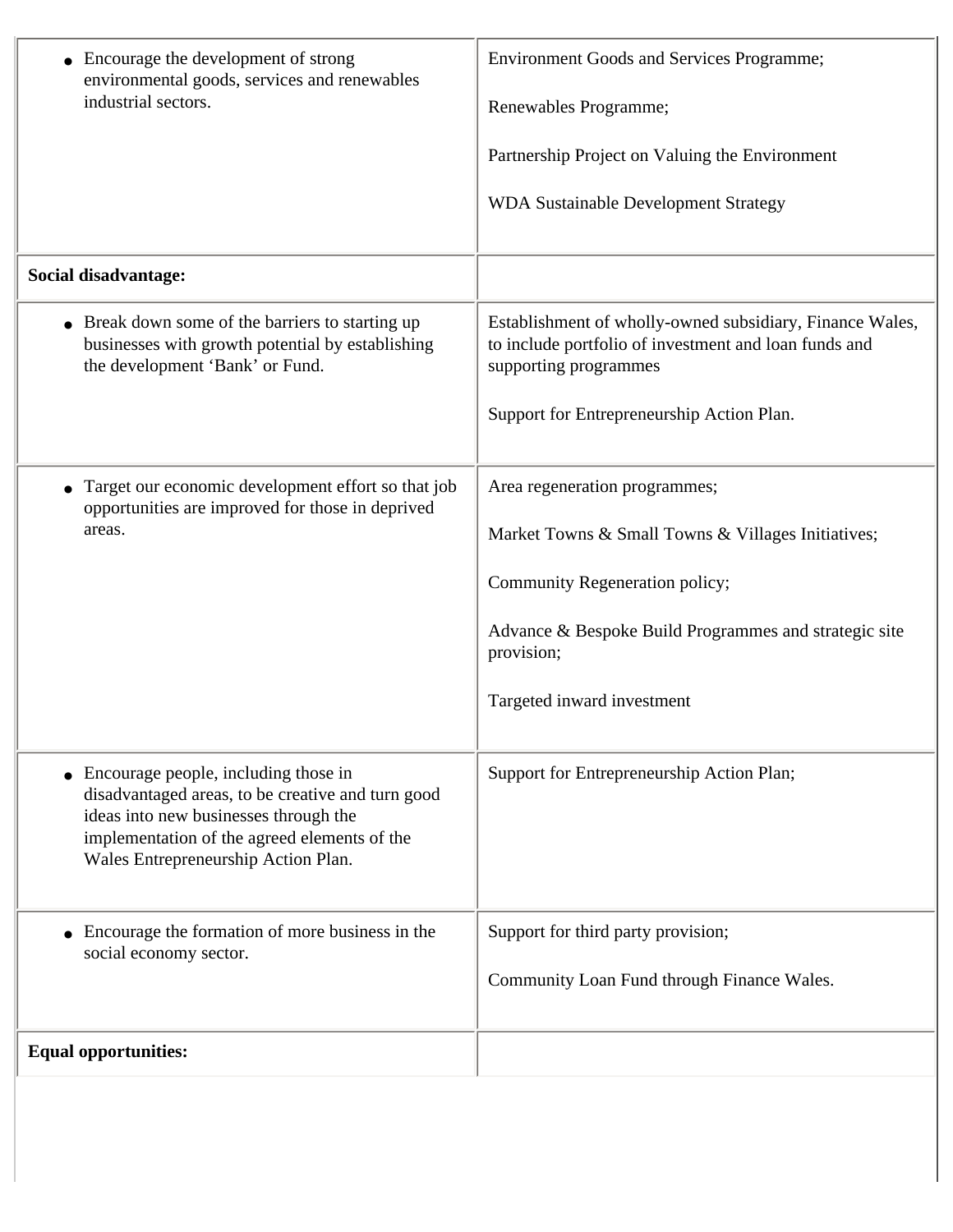| | |
|---|---|
| • Encourage the development of strong environmental goods, services and renewables industrial sectors. | Environment Goods and Services Programme;<br><br>Renewables Programme;<br><br>Partnership Project on Valuing the Environment<br><br>WDA Sustainable Development Strategy |
| **Social disadvantage:** | |
| • Break down some of the barriers to starting up businesses with growth potential by establishing the development 'Bank' or Fund. | Establishment of wholly-owned subsidiary, Finance Wales, to include portfolio of investment and loan funds and supporting programmes<br><br>Support for Entrepreneurship Action Plan. |
| • Target our economic development effort so that job opportunities are improved for those in deprived areas. | Area regeneration programmes;<br><br>Market Towns & Small Towns & Villages Initiatives;<br><br>Community Regeneration policy;<br><br>Advance & Bespoke Build Programmes and strategic site provision;<br><br>Targeted inward investment |
| • Encourage people, including those in disadvantaged areas, to be creative and turn good ideas into new businesses through the implementation of the agreed elements of the Wales Entrepreneurship Action Plan. | Support for Entrepreneurship Action Plan; |
| • Encourage the formation of more business in the social economy sector. | Support for third party provision;<br><br>Community Loan Fund through Finance Wales. |
| **Equal opportunities:** | |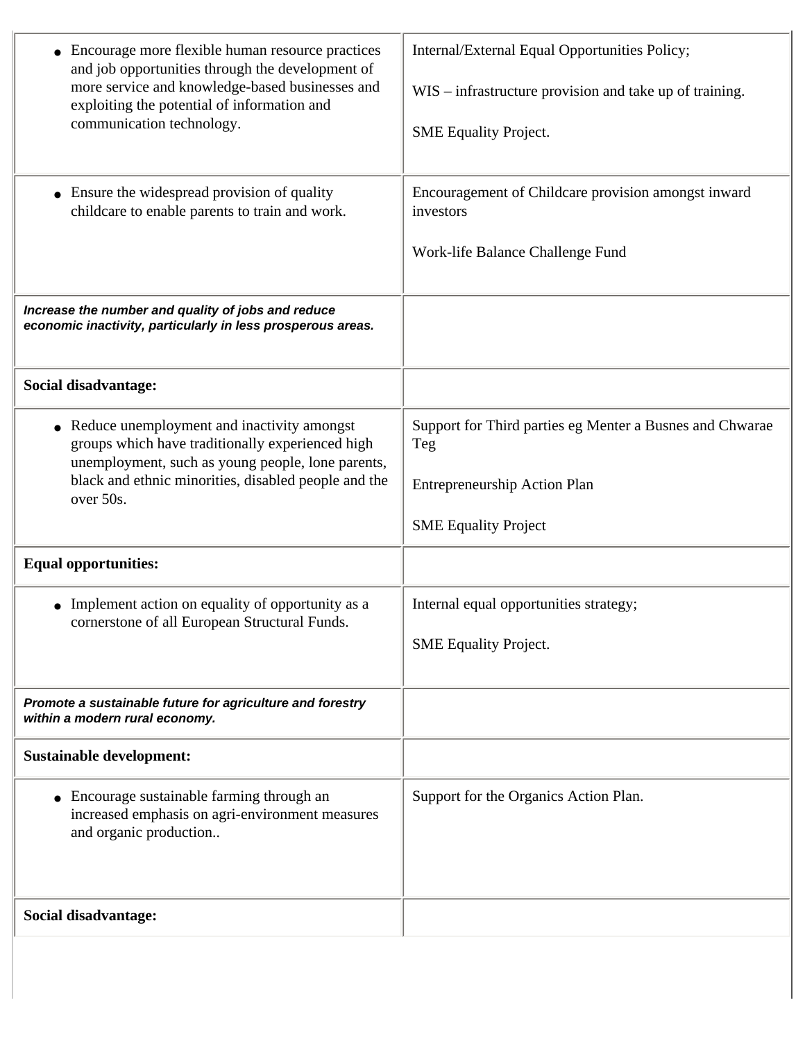| | |
|---|---|
| • Encourage more flexible human resource practices and job opportunities through the development of more service and knowledge-based businesses and exploiting the potential of information and communication technology. | Internal/External Equal Opportunities Policy;<br><br>WIS – infrastructure provision and take up of training.<br><br>SME Equality Project. |
| • Ensure the widespread provision of quality childcare to enable parents to train and work. | Encouragement of Childcare provision amongst inward investors<br><br>Work-life Balance Challenge Fund |
| ***Increase the number and quality of jobs and reduce economic inactivity, particularly in less prosperous areas.*** | |
| **Social disadvantage:** | |
| • Reduce unemployment and inactivity amongst groups which have traditionally experienced high unemployment, such as young people, lone parents, black and ethnic minorities, disabled people and the over 50s. | Support for Third parties eg Menter a Busnes and Chwarae Teg<br><br>Entrepreneurship Action Plan<br><br>SME Equality Project |
| **Equal opportunities:** | |
| • Implement action on equality of opportunity as a cornerstone of all European Structural Funds. | Internal equal opportunities strategy;<br><br>SME Equality Project. |
| ***Promote a sustainable future for agriculture and forestry within a modern rural economy.*** | |
| **Sustainable development:** | |
| • Encourage sustainable farming through an increased emphasis on agri-environment measures and organic production.. | Support for the Organics Action Plan. |
| **Social disadvantage:** | |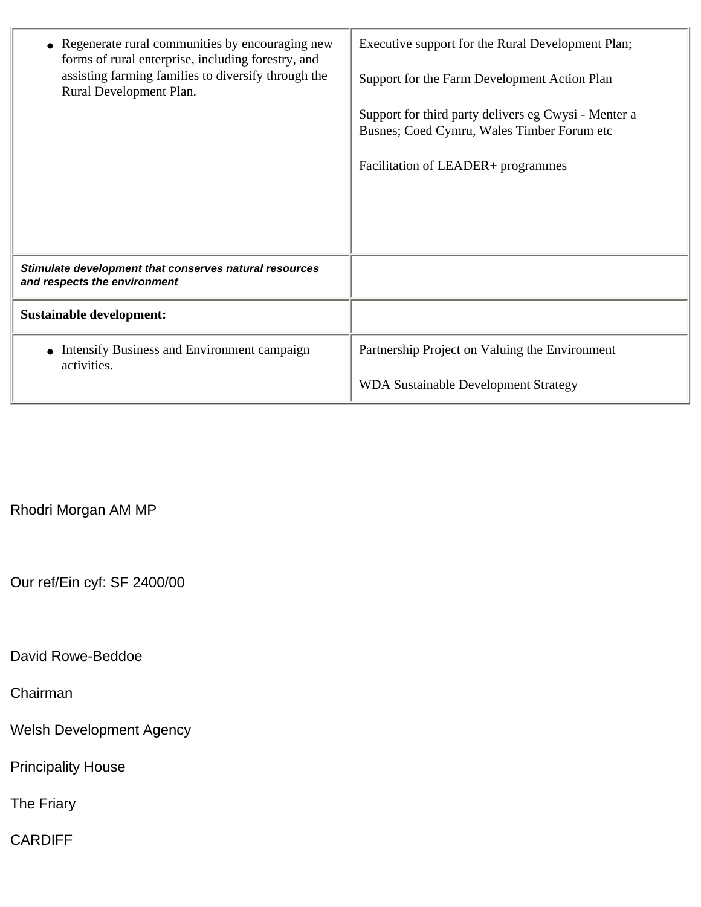| | |
|---|---|
| • Regenerate rural communities by encouraging new forms of rural enterprise, including forestry, and assisting farming families to diversify through the Rural Development Plan. | Executive support for the Rural Development Plan;<br><br>Support for the Farm Development Action Plan<br><br>Support for third party delivers eg Cwysi - Menter a Busnes; Coed Cymru, Wales Timber Forum etc<br><br>Facilitation of LEADER+ programmes |
| ***Stimulate development that conserves natural resources and respects the environment*** | |
| **Sustainable development:** | |
| • Intensify Business and Environment campaign activities. | Partnership Project on Valuing the Environment<br><br>WDA Sustainable Development Strategy |

Rhodri Morgan AM MP

Our ref/Ein cyf: SF 2400/00

David Rowe-Beddoe

Chairman

Welsh Development Agency

Principality House

The Friary

CARDIFF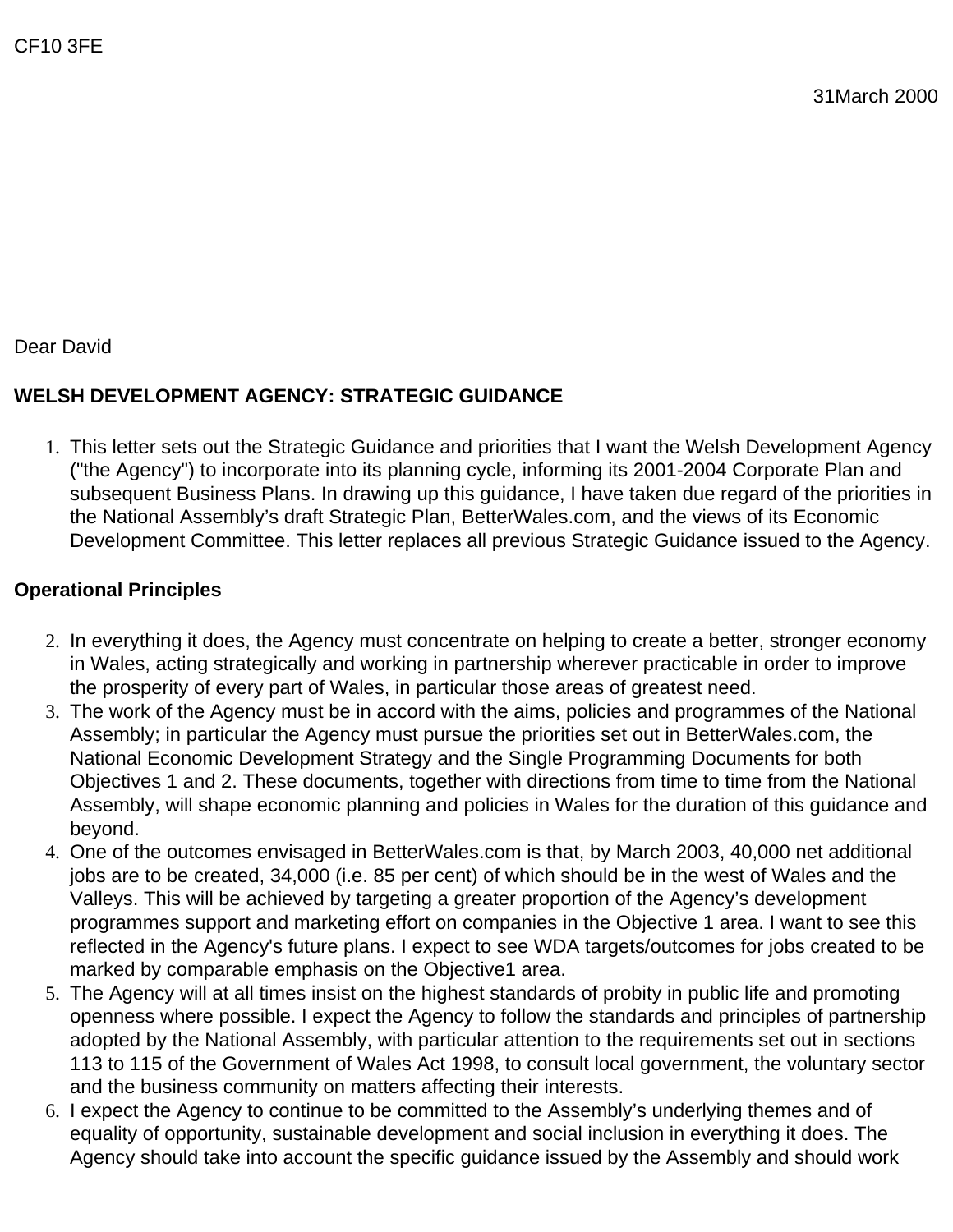CF10 3FE

31March 2000

Dear David

**WELSH DEVELOPMENT AGENCY: STRATEGIC GUIDANCE**

1. This letter sets out the Strategic Guidance and priorities that I want the Welsh Development Agency ("the Agency") to incorporate into its planning cycle, informing its 2001-2004 Corporate Plan and subsequent Business Plans. In drawing up this guidance, I have taken due regard of the priorities in the National Assembly's draft Strategic Plan, BetterWales.com, and the views of its Economic Development Committee. This letter replaces all previous Strategic Guidance issued to the Agency.

**Operational Principles**

2. In everything it does, the Agency must concentrate on helping to create a better, stronger economy in Wales, acting strategically and working in partnership wherever practicable in order to improve the prosperity of every part of Wales, in particular those areas of greatest need.
3. The work of the Agency must be in accord with the aims, policies and programmes of the National Assembly; in particular the Agency must pursue the priorities set out in BetterWales.com, the National Economic Development Strategy and the Single Programming Documents for both Objectives 1 and 2. These documents, together with directions from time to time from the National Assembly, will shape economic planning and policies in Wales for the duration of this guidance and beyond.
4. One of the outcomes envisaged in BetterWales.com is that, by March 2003, 40,000 net additional jobs are to be created, 34,000 (i.e. 85 per cent) of which should be in the west of Wales and the Valleys. This will be achieved by targeting a greater proportion of the Agency's development programmes support and marketing effort on companies in the Objective 1 area. I want to see this reflected in the Agency's future plans. I expect to see WDA targets/outcomes for jobs created to be marked by comparable emphasis on the Objective1 area.
5. The Agency will at all times insist on the highest standards of probity in public life and promoting openness where possible. I expect the Agency to follow the standards and principles of partnership adopted by the National Assembly, with particular attention to the requirements set out in sections 113 to 115 of the Government of Wales Act 1998, to consult local government, the voluntary sector and the business community on matters affecting their interests.
6. I expect the Agency to continue to be committed to the Assembly's underlying themes and of equality of opportunity, sustainable development and social inclusion in everything it does. The Agency should take into account the specific guidance issued by the Assembly and should work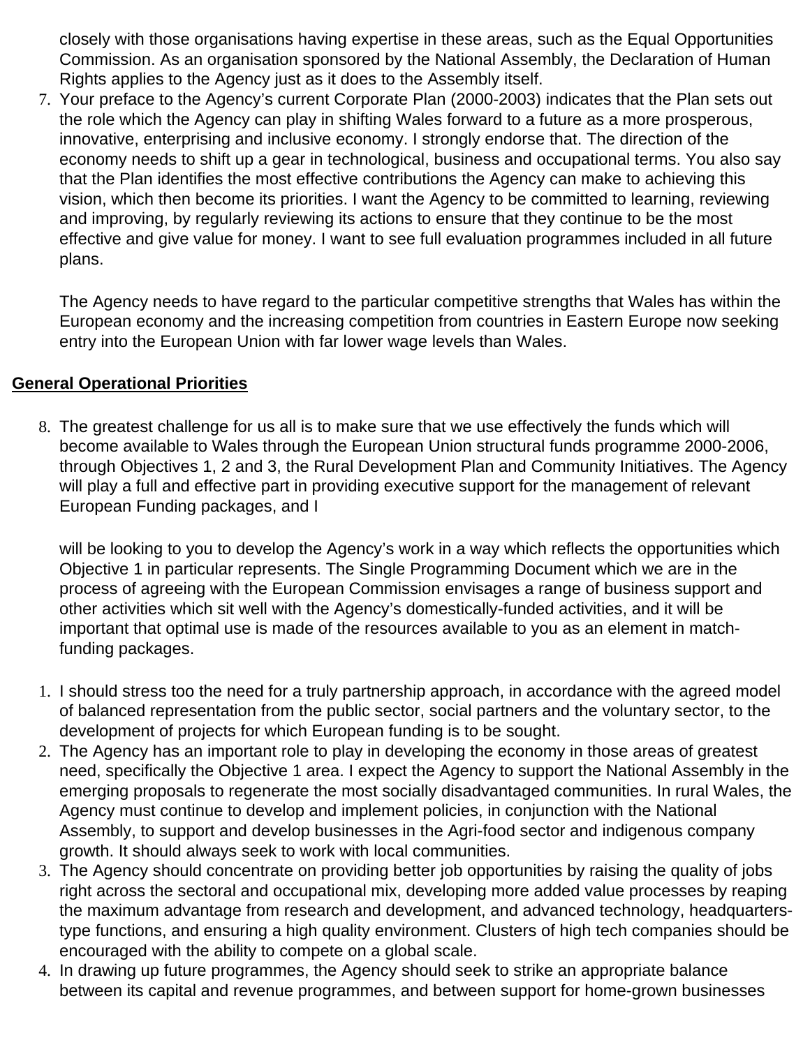closely with those organisations having expertise in these areas, such as the Equal Opportunities Commission. As an organisation sponsored by the National Assembly, the Declaration of Human Rights applies to the Agency just as it does to the Assembly itself.

7. Your preface to the Agency's current Corporate Plan (2000-2003) indicates that the Plan sets out the role which the Agency can play in shifting Wales forward to a future as a more prosperous, innovative, enterprising and inclusive economy. I strongly endorse that. The direction of the economy needs to shift up a gear in technological, business and occupational terms. You also say that the Plan identifies the most effective contributions the Agency can make to achieving this vision, which then become its priorities. I want the Agency to be committed to learning, reviewing and improving, by regularly reviewing its actions to ensure that they continue to be the most effective and give value for money. I want to see full evaluation programmes included in all future plans.

   The Agency needs to have regard to the particular competitive strengths that Wales has within the European economy and the increasing competition from countries in Eastern Europe now seeking entry into the European Union with far lower wage levels than Wales.

**General Operational Priorities**

8. The greatest challenge for us all is to make sure that we use effectively the funds which will become available to Wales through the European Union structural funds programme 2000-2006, through Objectives 1, 2 and 3, the Rural Development Plan and Community Initiatives. The Agency will play a full and effective part in providing executive support for the management of relevant European Funding packages, and I

   will be looking to you to develop the Agency's work in a way which reflects the opportunities which Objective 1 in particular represents. The Single Programming Document which we are in the process of agreeing with the European Commission envisages a range of business support and other activities which sit well with the Agency's domestically-funded activities, and it will be important that optimal use is made of the resources available to you as an element in match-funding packages.

1. I should stress too the need for a truly partnership approach, in accordance with the agreed model of balanced representation from the public sector, social partners and the voluntary sector, to the development of projects for which European funding is to be sought.
2. The Agency has an important role to play in developing the economy in those areas of greatest need, specifically the Objective 1 area. I expect the Agency to support the National Assembly in the emerging proposals to regenerate the most socially disadvantaged communities. In rural Wales, the Agency must continue to develop and implement policies, in conjunction with the National Assembly, to support and develop businesses in the Agri-food sector and indigenous company growth. It should always seek to work with local communities.
3. The Agency should concentrate on providing better job opportunities by raising the quality of jobs right across the sectoral and occupational mix, developing more added value processes by reaping the maximum advantage from research and development, and advanced technology, headquarters-type functions, and ensuring a high quality environment. Clusters of high tech companies should be encouraged with the ability to compete on a global scale.
4. In drawing up future programmes, the Agency should seek to strike an appropriate balance between its capital and revenue programmes, and between support for home-grown businesses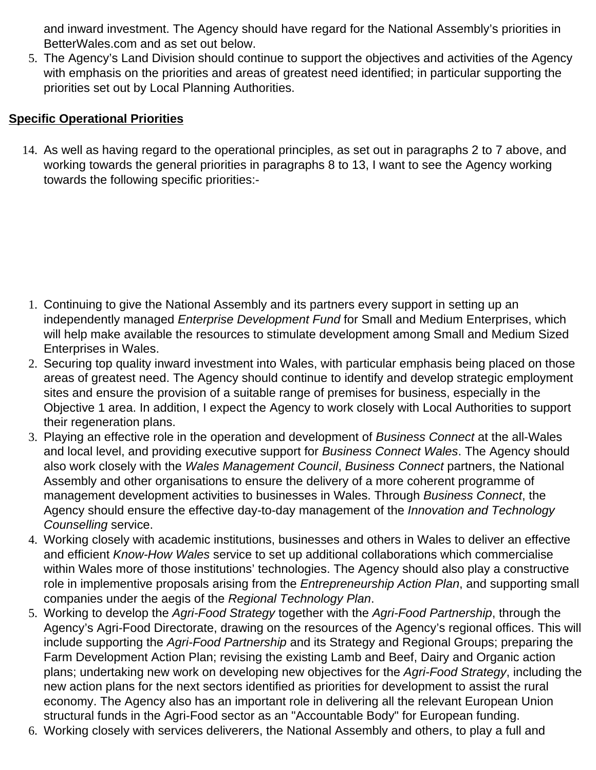and inward investment. The Agency should have regard for the National Assembly's priorities in BetterWales.com and as set out below.

5. The Agency's Land Division should continue to support the objectives and activities of the Agency with emphasis on the priorities and areas of greatest need identified; in particular supporting the priorities set out by Local Planning Authorities.

**Specific Operational Priorities**

14. As well as having regard to the operational principles, as set out in paragraphs 2 to 7 above, and working towards the general priorities in paragraphs 8 to 13, I want to see the Agency working towards the following specific priorities:-

1. Continuing to give the National Assembly and its partners every support in setting up an independently managed *Enterprise Development Fund* for Small and Medium Enterprises, which will help make available the resources to stimulate development among Small and Medium Sized Enterprises in Wales.
2. Securing top quality inward investment into Wales, with particular emphasis being placed on those areas of greatest need. The Agency should continue to identify and develop strategic employment sites and ensure the provision of a suitable range of premises for business, especially in the Objective 1 area. In addition, I expect the Agency to work closely with Local Authorities to support their regeneration plans.
3. Playing an effective role in the operation and development of *Business Connect* at the all-Wales and local level, and providing executive support for *Business Connect Wales*. The Agency should also work closely with the *Wales Management Council*, *Business Connect* partners, the National Assembly and other organisations to ensure the delivery of a more coherent programme of management development activities to businesses in Wales. Through *Business Connect*, the Agency should ensure the effective day-to-day management of the *Innovation and Technology Counselling* service.
4. Working closely with academic institutions, businesses and others in Wales to deliver an effective and efficient *Know-How Wales* service to set up additional collaborations which commercialise within Wales more of those institutions' technologies. The Agency should also play a constructive role in implementive proposals arising from the *Entrepreneurship Action Plan*, and supporting small companies under the aegis of the *Regional Technology Plan*.
5. Working to develop the *Agri-Food Strategy* together with the *Agri-Food Partnership*, through the Agency's Agri-Food Directorate, drawing on the resources of the Agency's regional offices. This will include supporting the *Agri-Food Partnership* and its Strategy and Regional Groups; preparing the Farm Development Action Plan; revising the existing Lamb and Beef, Dairy and Organic action plans; undertaking new work on developing new objectives for the *Agri-Food Strategy*, including the new action plans for the next sectors identified as priorities for development to assist the rural economy. The Agency also has an important role in delivering all the relevant European Union structural funds in the Agri-Food sector as an "Accountable Body" for European funding.
6. Working closely with services deliverers, the National Assembly and others, to play a full and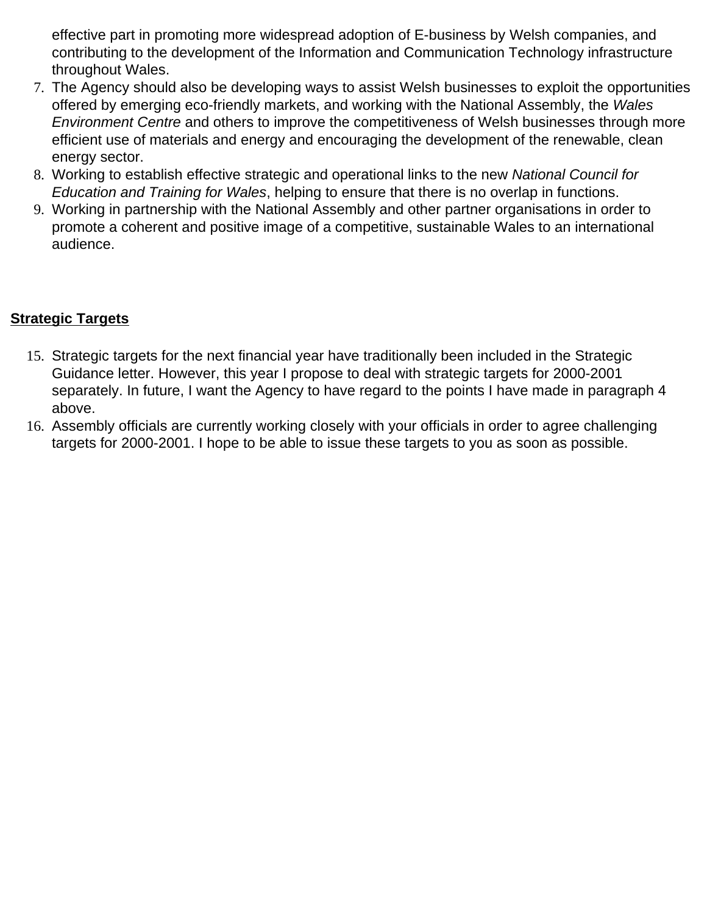effective part in promoting more widespread adoption of E-business by Welsh companies, and contributing to the development of the Information and Communication Technology infrastructure throughout Wales.

7. The Agency should also be developing ways to assist Welsh businesses to exploit the opportunities offered by emerging eco-friendly markets, and working with the National Assembly, the *Wales Environment Centre* and others to improve the competitiveness of Welsh businesses through more efficient use of materials and energy and encouraging the development of the renewable, clean energy sector.
8. Working to establish effective strategic and operational links to the new *National Council for Education and Training for Wales*, helping to ensure that there is no overlap in functions.
9. Working in partnership with the National Assembly and other partner organisations in order to promote a coherent and positive image of a competitive, sustainable Wales to an international audience.

**Strategic Targets**

15. Strategic targets for the next financial year have traditionally been included in the Strategic Guidance letter. However, this year I propose to deal with strategic targets for 2000-2001 separately. In future, I want the Agency to have regard to the points I have made in paragraph 4 above.
16. Assembly officials are currently working closely with your officials in order to agree challenging targets for 2000-2001. I hope to be able to issue these targets to you as soon as possible.